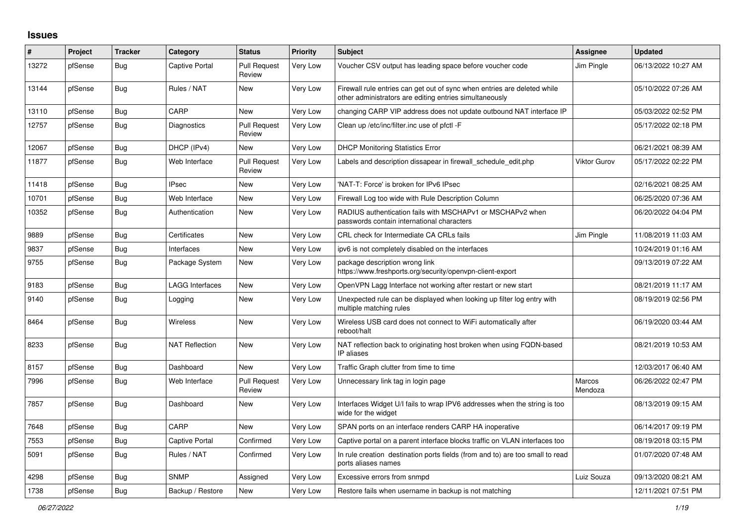## Issues

| # | Project | Tracker | Category | Status | Priority | Subject | Assignee | Updated |
|---|---|---|---|---|---|---|---|---|
| 13272 | pfSense | Bug | Captive Portal | Pull Request Review | Very Low | Voucher CSV output has leading space before voucher code | Jim Pingle | 06/13/2022 10:27 AM |
| 13144 | pfSense | Bug | Rules / NAT | New | Very Low | Firewall rule entries can get out of sync when entries are deleted while other administrators are editing entries simultaneously | | 05/10/2022 07:26 AM |
| 13110 | pfSense | Bug | CARP | New | Very Low | changing CARP VIP address does not update outbound NAT interface IP | | 05/03/2022 02:52 PM |
| 12757 | pfSense | Bug | Diagnostics | Pull Request Review | Very Low | Clean up /etc/inc/filter.inc use of pfctl -F | | 05/17/2022 02:18 PM |
| 12067 | pfSense | Bug | DHCP (IPv4) | New | Very Low | DHCP Monitoring Statistics Error | | 06/21/2021 08:39 AM |
| 11877 | pfSense | Bug | Web Interface | Pull Request Review | Very Low | Labels and description dissapear in firewall_schedule_edit.php | Viktor Gurov | 05/17/2022 02:22 PM |
| 11418 | pfSense | Bug | IPsec | New | Very Low | 'NAT-T: Force' is broken for IPv6 IPsec | | 02/16/2021 08:25 AM |
| 10701 | pfSense | Bug | Web Interface | New | Very Low | Firewall Log too wide with Rule Description Column | | 06/25/2020 07:36 AM |
| 10352 | pfSense | Bug | Authentication | New | Very Low | RADIUS authentication fails with MSCHAPv1 or MSCHAPv2 when passwords contain international characters | | 06/20/2022 04:04 PM |
| 9889 | pfSense | Bug | Certificates | New | Very Low | CRL check for Intermediate CA CRLs fails | Jim Pingle | 11/08/2019 11:03 AM |
| 9837 | pfSense | Bug | Interfaces | New | Very Low | ipv6 is not completely disabled on the interfaces | | 10/24/2019 01:16 AM |
| 9755 | pfSense | Bug | Package System | New | Very Low | package description wrong link https://www.freshports.org/security/openvpn-client-export | | 09/13/2019 07:22 AM |
| 9183 | pfSense | Bug | LAGG Interfaces | New | Very Low | OpenVPN Lagg Interface not working after restart or new start | | 08/21/2019 11:17 AM |
| 9140 | pfSense | Bug | Logging | New | Very Low | Unexpected rule can be displayed when looking up filter log entry with multiple matching rules | | 08/19/2019 02:56 PM |
| 8464 | pfSense | Bug | Wireless | New | Very Low | Wireless USB card does not connect to WiFi automatically after reboot/halt | | 06/19/2020 03:44 AM |
| 8233 | pfSense | Bug | NAT Reflection | New | Very Low | NAT reflection back to originating host broken when using FQDN-based IP aliases | | 08/21/2019 10:53 AM |
| 8157 | pfSense | Bug | Dashboard | New | Very Low | Traffic Graph clutter from time to time | | 12/03/2017 06:40 AM |
| 7996 | pfSense | Bug | Web Interface | Pull Request Review | Very Low | Unnecessary link tag in login page | Marcos Mendoza | 06/26/2022 02:47 PM |
| 7857 | pfSense | Bug | Dashboard | New | Very Low | Interfaces Widget U/I fails to wrap IPV6 addresses when the string is too wide for the widget | | 08/13/2019 09:15 AM |
| 7648 | pfSense | Bug | CARP | New | Very Low | SPAN ports on an interface renders CARP HA inoperative | | 06/14/2017 09:19 PM |
| 7553 | pfSense | Bug | Captive Portal | Confirmed | Very Low | Captive portal on a parent interface blocks traffic on VLAN interfaces too | | 08/19/2018 03:15 PM |
| 5091 | pfSense | Bug | Rules / NAT | Confirmed | Very Low | In rule creation destination ports fields (from and to) are too small to read ports aliases names | | 01/07/2020 07:48 AM |
| 4298 | pfSense | Bug | SNMP | Assigned | Very Low | Excessive errors from snmpd | Luiz Souza | 09/13/2020 08:21 AM |
| 1738 | pfSense | Bug | Backup / Restore | New | Very Low | Restore fails when username in backup is not matching | | 12/11/2021 07:51 PM |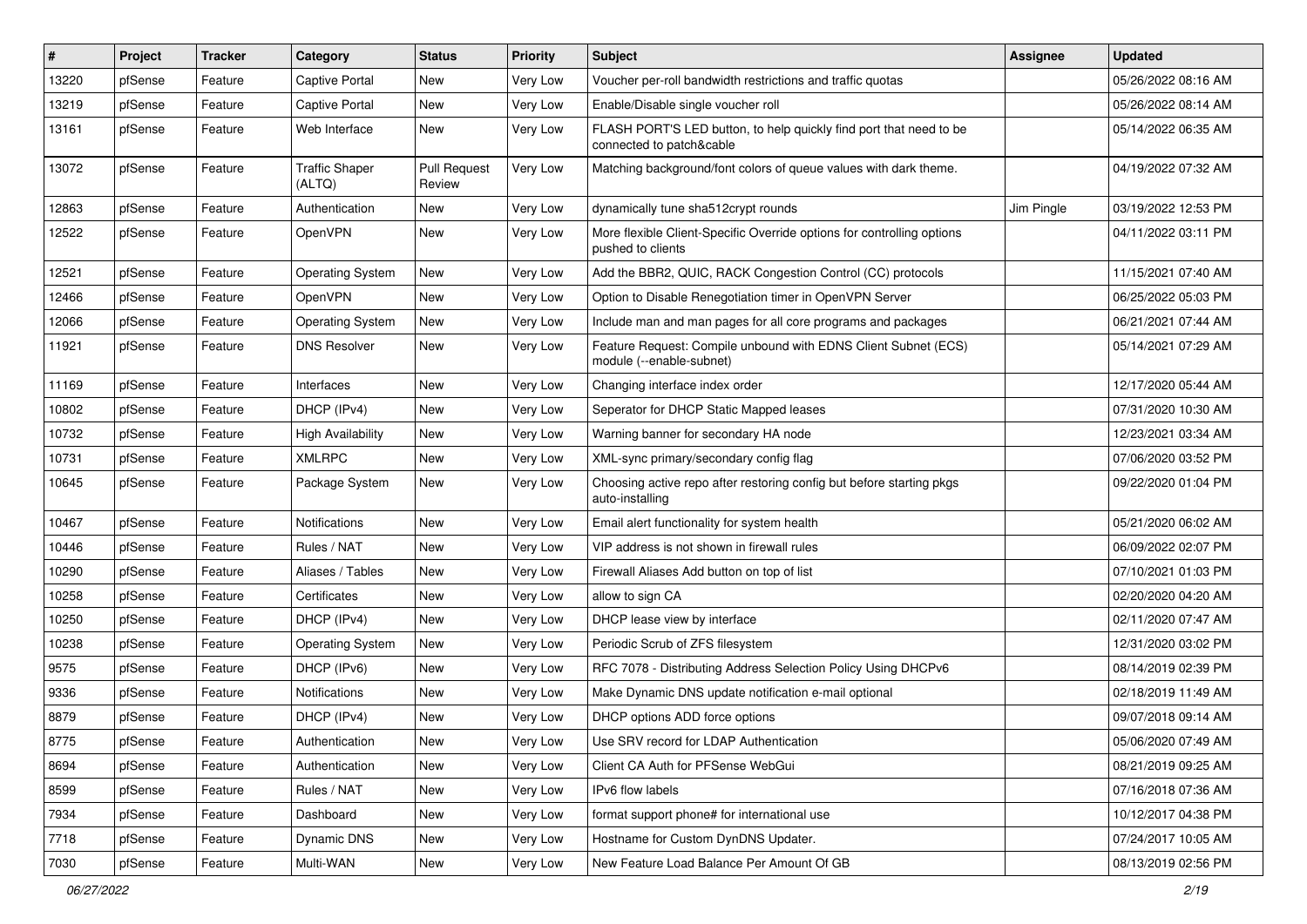| # | Project | Tracker | Category | Status | Priority | Subject | Assignee | Updated |
| --- | --- | --- | --- | --- | --- | --- | --- | --- |
| 13220 | pfSense | Feature | Captive Portal | New | Very Low | Voucher per-roll bandwidth restrictions and traffic quotas | | 05/26/2022 08:16 AM |
| 13219 | pfSense | Feature | Captive Portal | New | Very Low | Enable/Disable single voucher roll | | 05/26/2022 08:14 AM |
| 13161 | pfSense | Feature | Web Interface | New | Very Low | FLASH PORT'S LED button, to help quickly find port that need to be connected to patch&cable | | 05/14/2022 06:35 AM |
| 13072 | pfSense | Feature | Traffic Shaper (ALTQ) | Pull Request Review | Very Low | Matching background/font colors of queue values with dark theme. | | 04/19/2022 07:32 AM |
| 12863 | pfSense | Feature | Authentication | New | Very Low | dynamically tune sha512crypt rounds | Jim Pingle | 03/19/2022 12:53 PM |
| 12522 | pfSense | Feature | OpenVPN | New | Very Low | More flexible Client-Specific Override options for controlling options pushed to clients | | 04/11/2022 03:11 PM |
| 12521 | pfSense | Feature | Operating System | New | Very Low | Add the BBR2, QUIC, RACK Congestion Control (CC) protocols | | 11/15/2021 07:40 AM |
| 12466 | pfSense | Feature | OpenVPN | New | Very Low | Option to Disable Renegotiation timer in OpenVPN Server | | 06/25/2022 05:03 PM |
| 12066 | pfSense | Feature | Operating System | New | Very Low | Include man and man pages for all core programs and packages | | 06/21/2021 07:44 AM |
| 11921 | pfSense | Feature | DNS Resolver | New | Very Low | Feature Request: Compile unbound with EDNS Client Subnet (ECS) module (--enable-subnet) | | 05/14/2021 07:29 AM |
| 11169 | pfSense | Feature | Interfaces | New | Very Low | Changing interface index order | | 12/17/2020 05:44 AM |
| 10802 | pfSense | Feature | DHCP (IPv4) | New | Very Low | Seperator for DHCP Static Mapped leases | | 07/31/2020 10:30 AM |
| 10732 | pfSense | Feature | High Availability | New | Very Low | Warning banner for secondary HA node | | 12/23/2021 03:34 AM |
| 10731 | pfSense | Feature | XMLRPC | New | Very Low | XML-sync primary/secondary config flag | | 07/06/2020 03:52 PM |
| 10645 | pfSense | Feature | Package System | New | Very Low | Choosing active repo after restoring config but before starting pkgs auto-installing | | 09/22/2020 01:04 PM |
| 10467 | pfSense | Feature | Notifications | New | Very Low | Email alert functionality for system health | | 05/21/2020 06:02 AM |
| 10446 | pfSense | Feature | Rules / NAT | New | Very Low | VIP address is not shown in firewall rules | | 06/09/2022 02:07 PM |
| 10290 | pfSense | Feature | Aliases / Tables | New | Very Low | Firewall Aliases Add button on top of list | | 07/10/2021 01:03 PM |
| 10258 | pfSense | Feature | Certificates | New | Very Low | allow to sign CA | | 02/20/2020 04:20 AM |
| 10250 | pfSense | Feature | DHCP (IPv4) | New | Very Low | DHCP lease view by interface | | 02/11/2020 07:47 AM |
| 10238 | pfSense | Feature | Operating System | New | Very Low | Periodic Scrub of ZFS filesystem | | 12/31/2020 03:02 PM |
| 9575 | pfSense | Feature | DHCP (IPv6) | New | Very Low | RFC 7078 - Distributing Address Selection Policy Using DHCPv6 | | 08/14/2019 02:39 PM |
| 9336 | pfSense | Feature | Notifications | New | Very Low | Make Dynamic DNS update notification e-mail optional | | 02/18/2019 11:49 AM |
| 8879 | pfSense | Feature | DHCP (IPv4) | New | Very Low | DHCP options ADD force options | | 09/07/2018 09:14 AM |
| 8775 | pfSense | Feature | Authentication | New | Very Low | Use SRV record for LDAP Authentication | | 05/06/2020 07:49 AM |
| 8694 | pfSense | Feature | Authentication | New | Very Low | Client CA Auth for PFSense WebGui | | 08/21/2019 09:25 AM |
| 8599 | pfSense | Feature | Rules / NAT | New | Very Low | IPv6 flow labels | | 07/16/2018 07:36 AM |
| 7934 | pfSense | Feature | Dashboard | New | Very Low | format support phone# for international use | | 10/12/2017 04:38 PM |
| 7718 | pfSense | Feature | Dynamic DNS | New | Very Low | Hostname for Custom DynDNS Updater. | | 07/24/2017 10:05 AM |
| 7030 | pfSense | Feature | Multi-WAN | New | Very Low | New Feature Load Balance Per Amount Of GB | | 08/13/2019 02:56 PM |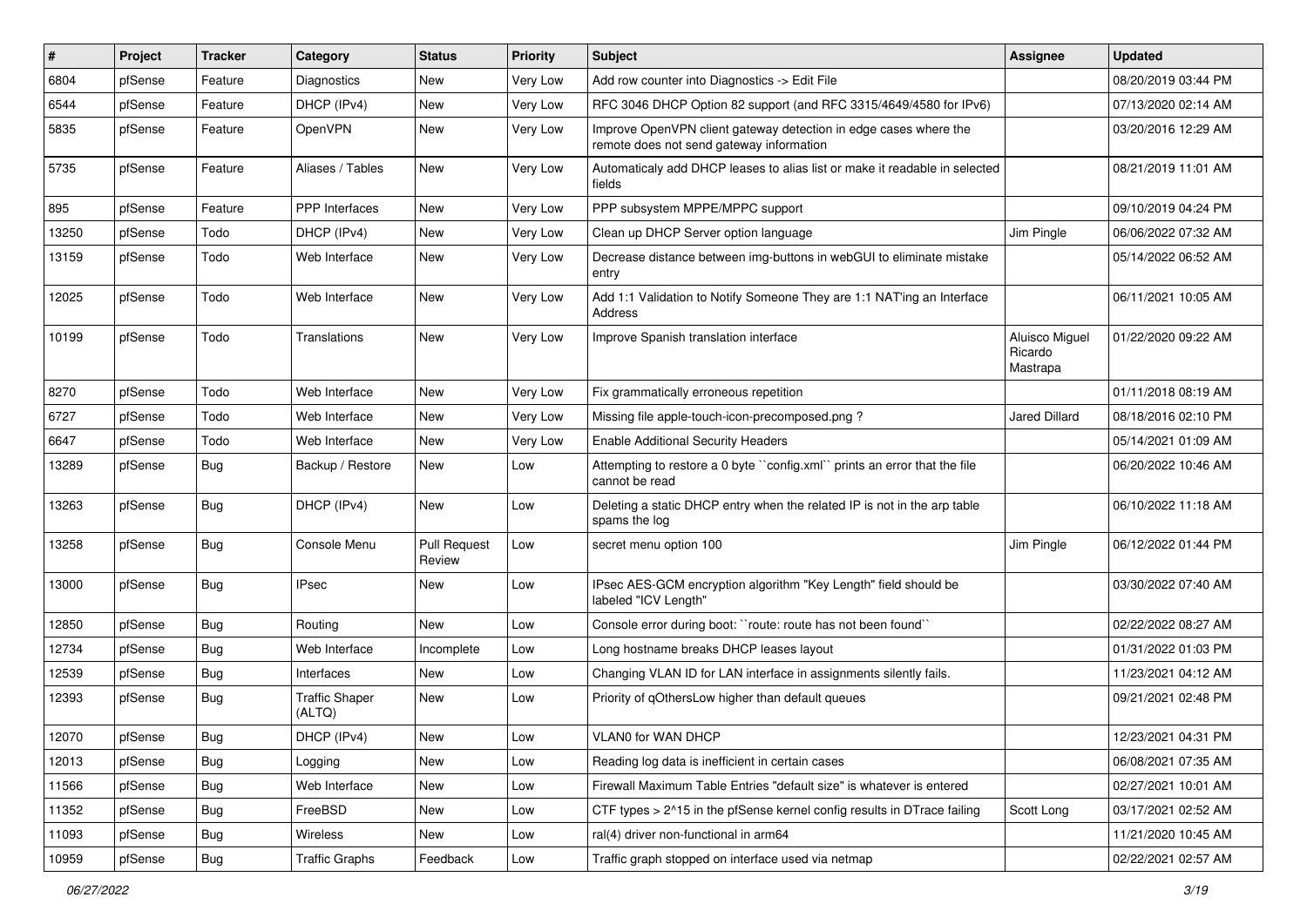| # | Project | Tracker | Category | Status | Priority | Subject | Assignee | Updated |
|---|---|---|---|---|---|---|---|---|
| 6804 | pfSense | Feature | Diagnostics | New | Very Low | Add row counter into Diagnostics -> Edit File | | 08/20/2019 03:44 PM |
| 6544 | pfSense | Feature | DHCP (IPv4) | New | Very Low | RFC 3046 DHCP Option 82 support (and RFC 3315/4649/4580 for IPv6) | | 07/13/2020 02:14 AM |
| 5835 | pfSense | Feature | OpenVPN | New | Very Low | Improve OpenVPN client gateway detection in edge cases where the remote does not send gateway information | | 03/20/2016 12:29 AM |
| 5735 | pfSense | Feature | Aliases / Tables | New | Very Low | Automaticaly add DHCP leases to alias list or make it readable in selected fields | | 08/21/2019 11:01 AM |
| 895 | pfSense | Feature | PPP Interfaces | New | Very Low | PPP subsystem MPPE/MPPC support | | 09/10/2019 04:24 PM |
| 13250 | pfSense | Todo | DHCP (IPv4) | New | Very Low | Clean up DHCP Server option language | Jim Pingle | 06/06/2022 07:32 AM |
| 13159 | pfSense | Todo | Web Interface | New | Very Low | Decrease distance between img-buttons in webGUI to eliminate mistake entry | | 05/14/2022 06:52 AM |
| 12025 | pfSense | Todo | Web Interface | New | Very Low | Add 1:1 Validation to Notify Someone They are 1:1 NAT'ing an Interface Address | | 06/11/2021 10:05 AM |
| 10199 | pfSense | Todo | Translations | New | Very Low | Improve Spanish translation interface | Aluisco Miguel Ricardo Mastrapa | 01/22/2020 09:22 AM |
| 8270 | pfSense | Todo | Web Interface | New | Very Low | Fix grammatically erroneous repetition | | 01/11/2018 08:19 AM |
| 6727 | pfSense | Todo | Web Interface | New | Very Low | Missing file apple-touch-icon-precomposed.png ? | Jared Dillard | 08/18/2016 02:10 PM |
| 6647 | pfSense | Todo | Web Interface | New | Very Low | Enable Additional Security Headers | | 05/14/2021 01:09 AM |
| 13289 | pfSense | Bug | Backup / Restore | New | Low | Attempting to restore a 0 byte ``config.xml`` prints an error that the file cannot be read | | 06/20/2022 10:46 AM |
| 13263 | pfSense | Bug | DHCP (IPv4) | New | Low | Deleting a static DHCP entry when the related IP is not in the arp table spams the log | | 06/10/2022 11:18 AM |
| 13258 | pfSense | Bug | Console Menu | Pull Request Review | Low | secret menu option 100 | Jim Pingle | 06/12/2022 01:44 PM |
| 13000 | pfSense | Bug | IPsec | New | Low | IPsec AES-GCM encryption algorithm "Key Length" field should be labeled "ICV Length" | | 03/30/2022 07:40 AM |
| 12850 | pfSense | Bug | Routing | New | Low | Console error during boot: ``route: route has not been found`` | | 02/22/2022 08:27 AM |
| 12734 | pfSense | Bug | Web Interface | Incomplete | Low | Long hostname breaks DHCP leases layout | | 01/31/2022 01:03 PM |
| 12539 | pfSense | Bug | Interfaces | New | Low | Changing VLAN ID for LAN interface in assignments silently fails. | | 11/23/2021 04:12 AM |
| 12393 | pfSense | Bug | Traffic Shaper (ALTQ) | New | Low | Priority of qOthersLow higher than default queues | | 09/21/2021 02:48 PM |
| 12070 | pfSense | Bug | DHCP (IPv4) | New | Low | VLAN0 for WAN DHCP | | 12/23/2021 04:31 PM |
| 12013 | pfSense | Bug | Logging | New | Low | Reading log data is inefficient in certain cases | | 06/08/2021 07:35 AM |
| 11566 | pfSense | Bug | Web Interface | New | Low | Firewall Maximum Table Entries "default size" is whatever is entered | | 02/27/2021 10:01 AM |
| 11352 | pfSense | Bug | FreeBSD | New | Low | CTF types > 2^15 in the pfSense kernel config results in DTrace failing | Scott Long | 03/17/2021 02:52 AM |
| 11093 | pfSense | Bug | Wireless | New | Low | ral(4) driver non-functional in arm64 | | 11/21/2020 10:45 AM |
| 10959 | pfSense | Bug | Traffic Graphs | Feedback | Low | Traffic graph stopped on interface used via netmap | | 02/22/2021 02:57 AM |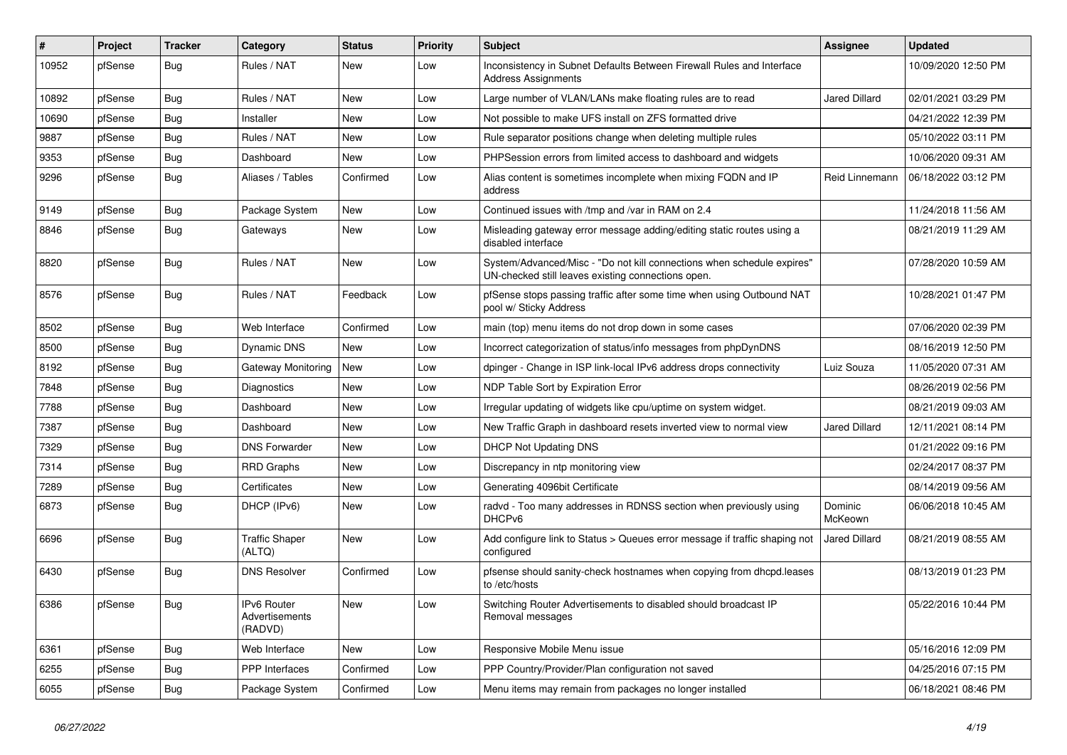| # | Project | Tracker | Category | Status | Priority | Subject | Assignee | Updated |
|---|---|---|---|---|---|---|---|---|
| 10952 | pfSense | Bug | Rules / NAT | New | Low | Inconsistency in Subnet Defaults Between Firewall Rules and Interface Address Assignments | | 10/09/2020 12:50 PM |
| 10892 | pfSense | Bug | Rules / NAT | New | Low | Large number of VLAN/LANs make floating rules are to read | Jared Dillard | 02/01/2021 03:29 PM |
| 10690 | pfSense | Bug | Installer | New | Low | Not possible to make UFS install on ZFS formatted drive | | 04/21/2022 12:39 PM |
| 9887 | pfSense | Bug | Rules / NAT | New | Low | Rule separator positions change when deleting multiple rules | | 05/10/2022 03:11 PM |
| 9353 | pfSense | Bug | Dashboard | New | Low | PHPSession errors from limited access to dashboard and widgets | | 10/06/2020 09:31 AM |
| 9296 | pfSense | Bug | Aliases / Tables | Confirmed | Low | Alias content is sometimes incomplete when mixing FQDN and IP address | Reid Linnemann | 06/18/2022 03:12 PM |
| 9149 | pfSense | Bug | Package System | New | Low | Continued issues with /tmp and /var in RAM on 2.4 | | 11/24/2018 11:56 AM |
| 8846 | pfSense | Bug | Gateways | New | Low | Misleading gateway error message adding/editing static routes using a disabled interface | | 08/21/2019 11:29 AM |
| 8820 | pfSense | Bug | Rules / NAT | New | Low | System/Advanced/Misc - "Do not kill connections when schedule expires" UN-checked still leaves existing connections open. | | 07/28/2020 10:59 AM |
| 8576 | pfSense | Bug | Rules / NAT | Feedback | Low | pfSense stops passing traffic after some time when using Outbound NAT pool w/ Sticky Address | | 10/28/2021 01:47 PM |
| 8502 | pfSense | Bug | Web Interface | Confirmed | Low | main (top) menu items do not drop down in some cases | | 07/06/2020 02:39 PM |
| 8500 | pfSense | Bug | Dynamic DNS | New | Low | Incorrect categorization of status/info messages from phpDynDNS | | 08/16/2019 12:50 PM |
| 8192 | pfSense | Bug | Gateway Monitoring | New | Low | dpinger - Change in ISP link-local IPv6 address drops connectivity | Luiz Souza | 11/05/2020 07:31 AM |
| 7848 | pfSense | Bug | Diagnostics | New | Low | NDP Table Sort by Expiration Error | | 08/26/2019 02:56 PM |
| 7788 | pfSense | Bug | Dashboard | New | Low | Irregular updating of widgets like cpu/uptime on system widget. | | 08/21/2019 09:03 AM |
| 7387 | pfSense | Bug | Dashboard | New | Low | New Traffic Graph in dashboard resets inverted view to normal view | Jared Dillard | 12/11/2021 08:14 PM |
| 7329 | pfSense | Bug | DNS Forwarder | New | Low | DHCP Not Updating DNS | | 01/21/2022 09:16 PM |
| 7314 | pfSense | Bug | RRD Graphs | New | Low | Discrepancy in ntp monitoring view | | 02/24/2017 08:37 PM |
| 7289 | pfSense | Bug | Certificates | New | Low | Generating 4096bit Certificate | | 08/14/2019 09:56 AM |
| 6873 | pfSense | Bug | DHCP (IPv6) | New | Low | radvd - Too many addresses in RDNSS section when previously using DHCPv6 | Dominic McKeown | 06/06/2018 10:45 AM |
| 6696 | pfSense | Bug | Traffic Shaper (ALTQ) | New | Low | Add configure link to Status > Queues error message if traffic shaping not configured | Jared Dillard | 08/21/2019 08:55 AM |
| 6430 | pfSense | Bug | DNS Resolver | Confirmed | Low | pfsense should sanity-check hostnames when copying from dhcpd.leases to /etc/hosts | | 08/13/2019 01:23 PM |
| 6386 | pfSense | Bug | IPv6 Router Advertisements (RADVD) | New | Low | Switching Router Advertisements to disabled should broadcast IP Removal messages | | 05/22/2016 10:44 PM |
| 6361 | pfSense | Bug | Web Interface | New | Low | Responsive Mobile Menu issue | | 05/16/2016 12:09 PM |
| 6255 | pfSense | Bug | PPP Interfaces | Confirmed | Low | PPP Country/Provider/Plan configuration not saved | | 04/25/2016 07:15 PM |
| 6055 | pfSense | Bug | Package System | Confirmed | Low | Menu items may remain from packages no longer installed | | 06/18/2021 08:46 PM |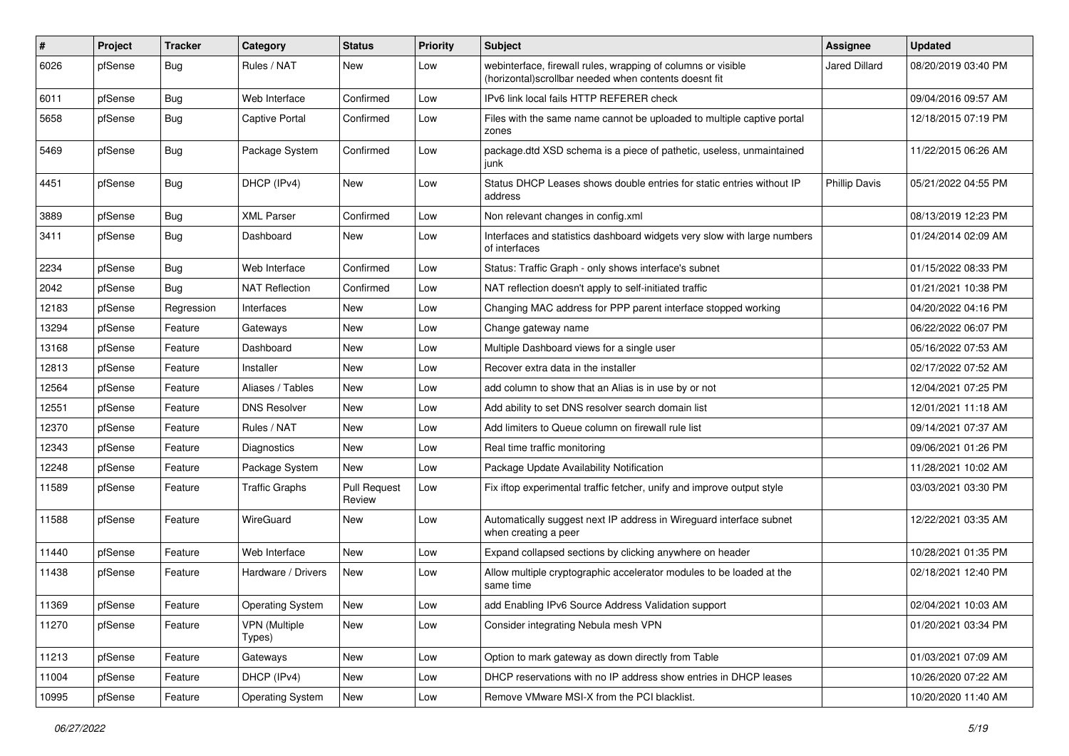| # | Project | Tracker | Category | Status | Priority | Subject | Assignee | Updated |
|---|---|---|---|---|---|---|---|---|
| 6026 | pfSense | Bug | Rules / NAT | New | Low | webinterface, firewall rules, wrapping of columns or visible (horizontal)scrollbar needed when contents doesnt fit | Jared Dillard | 08/20/2019 03:40 PM |
| 6011 | pfSense | Bug | Web Interface | Confirmed | Low | IPv6 link local fails HTTP REFERER check | | 09/04/2016 09:57 AM |
| 5658 | pfSense | Bug | Captive Portal | Confirmed | Low | Files with the same name cannot be uploaded to multiple captive portal zones | | 12/18/2015 07:19 PM |
| 5469 | pfSense | Bug | Package System | Confirmed | Low | package.dtd XSD schema is a piece of pathetic, useless, unmaintained junk | | 11/22/2015 06:26 AM |
| 4451 | pfSense | Bug | DHCP (IPv4) | New | Low | Status DHCP Leases shows double entries for static entries without IP address | Phillip Davis | 05/21/2022 04:55 PM |
| 3889 | pfSense | Bug | XML Parser | Confirmed | Low | Non relevant changes in config.xml | | 08/13/2019 12:23 PM |
| 3411 | pfSense | Bug | Dashboard | New | Low | Interfaces and statistics dashboard widgets very slow with large numbers of interfaces | | 01/24/2014 02:09 AM |
| 2234 | pfSense | Bug | Web Interface | Confirmed | Low | Status: Traffic Graph - only shows interface's subnet | | 01/15/2022 08:33 PM |
| 2042 | pfSense | Bug | NAT Reflection | Confirmed | Low | NAT reflection doesn't apply to self-initiated traffic | | 01/21/2021 10:38 PM |
| 12183 | pfSense | Regression | Interfaces | New | Low | Changing MAC address for PPP parent interface stopped working | | 04/20/2022 04:16 PM |
| 13294 | pfSense | Feature | Gateways | New | Low | Change gateway name | | 06/22/2022 06:07 PM |
| 13168 | pfSense | Feature | Dashboard | New | Low | Multiple Dashboard views for a single user | | 05/16/2022 07:53 AM |
| 12813 | pfSense | Feature | Installer | New | Low | Recover extra data in the installer | | 02/17/2022 07:52 AM |
| 12564 | pfSense | Feature | Aliases / Tables | New | Low | add column to show that an Alias is in use by or not | | 12/04/2021 07:25 PM |
| 12551 | pfSense | Feature | DNS Resolver | New | Low | Add ability to set DNS resolver search domain list | | 12/01/2021 11:18 AM |
| 12370 | pfSense | Feature | Rules / NAT | New | Low | Add limiters to Queue column on firewall rule list | | 09/14/2021 07:37 AM |
| 12343 | pfSense | Feature | Diagnostics | New | Low | Real time traffic monitoring | | 09/06/2021 01:26 PM |
| 12248 | pfSense | Feature | Package System | New | Low | Package Update Availability Notification | | 11/28/2021 10:02 AM |
| 11589 | pfSense | Feature | Traffic Graphs | Pull Request Review | Low | Fix iftop experimental traffic fetcher, unify and improve output style | | 03/03/2021 03:30 PM |
| 11588 | pfSense | Feature | WireGuard | New | Low | Automatically suggest next IP address in Wireguard interface subnet when creating a peer | | 12/22/2021 03:35 AM |
| 11440 | pfSense | Feature | Web Interface | New | Low | Expand collapsed sections by clicking anywhere on header | | 10/28/2021 01:35 PM |
| 11438 | pfSense | Feature | Hardware / Drivers | New | Low | Allow multiple cryptographic accelerator modules to be loaded at the same time | | 02/18/2021 12:40 PM |
| 11369 | pfSense | Feature | Operating System | New | Low | add Enabling IPv6 Source Address Validation support | | 02/04/2021 10:03 AM |
| 11270 | pfSense | Feature | VPN (Multiple Types) | New | Low | Consider integrating Nebula mesh VPN | | 01/20/2021 03:34 PM |
| 11213 | pfSense | Feature | Gateways | New | Low | Option to mark gateway as down directly from Table | | 01/03/2021 07:09 AM |
| 11004 | pfSense | Feature | DHCP (IPv4) | New | Low | DHCP reservations with no IP address show entries in DHCP leases | | 10/26/2020 07:22 AM |
| 10995 | pfSense | Feature | Operating System | New | Low | Remove VMware MSI-X from the PCI blacklist. | | 10/20/2020 11:40 AM |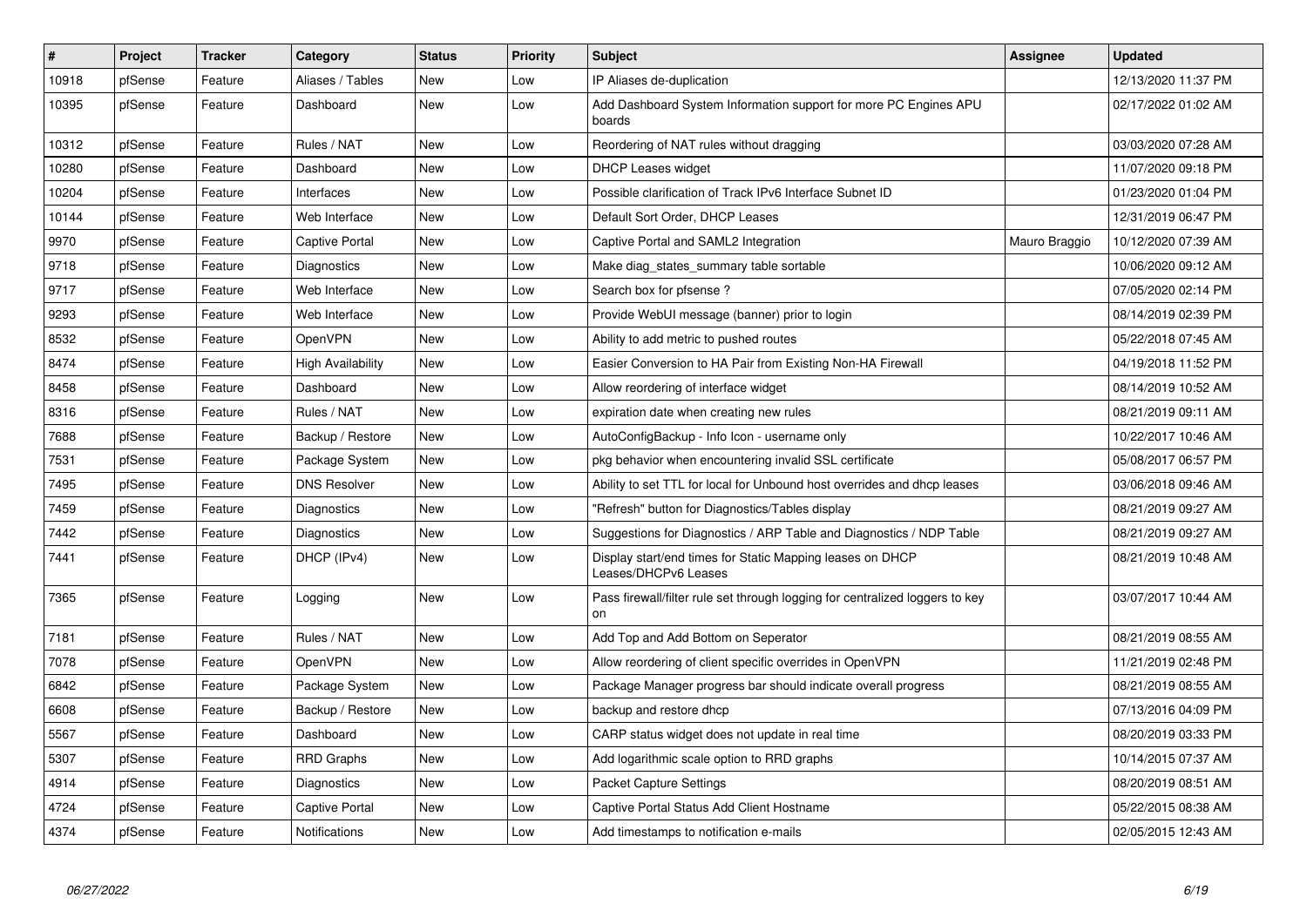| # | Project | Tracker | Category | Status | Priority | Subject | Assignee | Updated |
|---|---|---|---|---|---|---|---|---|
| 10918 | pfSense | Feature | Aliases / Tables | New | Low | IP Aliases de-duplication | | 12/13/2020 11:37 PM |
| 10395 | pfSense | Feature | Dashboard | New | Low | Add Dashboard System Information support for more PC Engines APU boards | | 02/17/2022 01:02 AM |
| 10312 | pfSense | Feature | Rules / NAT | New | Low | Reordering of NAT rules without dragging | | 03/03/2020 07:28 AM |
| 10280 | pfSense | Feature | Dashboard | New | Low | DHCP Leases widget | | 11/07/2020 09:18 PM |
| 10204 | pfSense | Feature | Interfaces | New | Low | Possible clarification of Track IPv6 Interface Subnet ID | | 01/23/2020 01:04 PM |
| 10144 | pfSense | Feature | Web Interface | New | Low | Default Sort Order, DHCP Leases | | 12/31/2019 06:47 PM |
| 9970 | pfSense | Feature | Captive Portal | New | Low | Captive Portal and SAML2 Integration | Mauro Braggio | 10/12/2020 07:39 AM |
| 9718 | pfSense | Feature | Diagnostics | New | Low | Make diag_states_summary table sortable | | 10/06/2020 09:12 AM |
| 9717 | pfSense | Feature | Web Interface | New | Low | Search box for pfsense ? | | 07/05/2020 02:14 PM |
| 9293 | pfSense | Feature | Web Interface | New | Low | Provide WebUI message (banner) prior to login | | 08/14/2019 02:39 PM |
| 8532 | pfSense | Feature | OpenVPN | New | Low | Ability to add metric to pushed routes | | 05/22/2018 07:45 AM |
| 8474 | pfSense | Feature | High Availability | New | Low | Easier Conversion to HA Pair from Existing Non-HA Firewall | | 04/19/2018 11:52 PM |
| 8458 | pfSense | Feature | Dashboard | New | Low | Allow reordering of interface widget | | 08/14/2019 10:52 AM |
| 8316 | pfSense | Feature | Rules / NAT | New | Low | expiration date when creating new rules | | 08/21/2019 09:11 AM |
| 7688 | pfSense | Feature | Backup / Restore | New | Low | AutoConfigBackup - Info Icon - username only | | 10/22/2017 10:46 AM |
| 7531 | pfSense | Feature | Package System | New | Low | pkg behavior when encountering invalid SSL certificate | | 05/08/2017 06:57 PM |
| 7495 | pfSense | Feature | DNS Resolver | New | Low | Ability to set TTL for local for Unbound host overrides and dhcp leases | | 03/06/2018 09:46 AM |
| 7459 | pfSense | Feature | Diagnostics | New | Low | "Refresh" button for Diagnostics/Tables display | | 08/21/2019 09:27 AM |
| 7442 | pfSense | Feature | Diagnostics | New | Low | Suggestions for Diagnostics / ARP Table and Diagnostics / NDP Table | | 08/21/2019 09:27 AM |
| 7441 | pfSense | Feature | DHCP (IPv4) | New | Low | Display start/end times for Static Mapping leases on DHCP Leases/DHCPv6 Leases | | 08/21/2019 10:48 AM |
| 7365 | pfSense | Feature | Logging | New | Low | Pass firewall/filter rule set through logging for centralized loggers to key on | | 03/07/2017 10:44 AM |
| 7181 | pfSense | Feature | Rules / NAT | New | Low | Add Top and Add Bottom on Seperator | | 08/21/2019 08:55 AM |
| 7078 | pfSense | Feature | OpenVPN | New | Low | Allow reordering of client specific overrides in OpenVPN | | 11/21/2019 02:48 PM |
| 6842 | pfSense | Feature | Package System | New | Low | Package Manager progress bar should indicate overall progress | | 08/21/2019 08:55 AM |
| 6608 | pfSense | Feature | Backup / Restore | New | Low | backup and restore dhcp | | 07/13/2016 04:09 PM |
| 5567 | pfSense | Feature | Dashboard | New | Low | CARP status widget does not update in real time | | 08/20/2019 03:33 PM |
| 5307 | pfSense | Feature | RRD Graphs | New | Low | Add logarithmic scale option to RRD graphs | | 10/14/2015 07:37 AM |
| 4914 | pfSense | Feature | Diagnostics | New | Low | Packet Capture Settings | | 08/20/2019 08:51 AM |
| 4724 | pfSense | Feature | Captive Portal | New | Low | Captive Portal Status Add Client Hostname | | 05/22/2015 08:38 AM |
| 4374 | pfSense | Feature | Notifications | New | Low | Add timestamps to notification e-mails | | 02/05/2015 12:43 AM |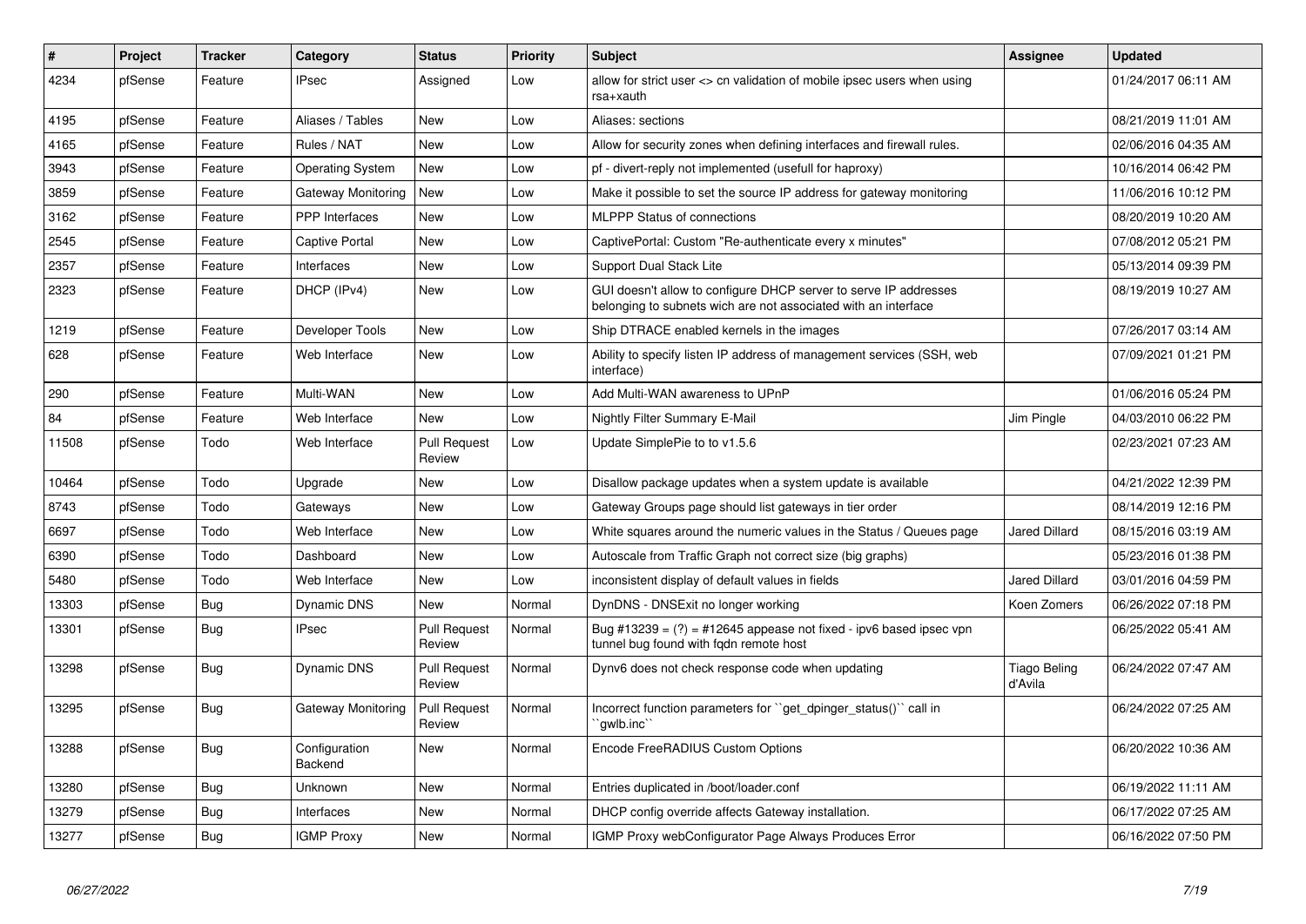| # | Project | Tracker | Category | Status | Priority | Subject | Assignee | Updated |
|---|---|---|---|---|---|---|---|---|
| 4234 | pfSense | Feature | IPsec | Assigned | Low | allow for strict user <> cn validation of mobile ipsec users when using rsa+xauth | | 01/24/2017 06:11 AM |
| 4195 | pfSense | Feature | Aliases / Tables | New | Low | Aliases: sections | | 08/21/2019 11:01 AM |
| 4165 | pfSense | Feature | Rules / NAT | New | Low | Allow for security zones when defining interfaces and firewall rules. | | 02/06/2016 04:35 AM |
| 3943 | pfSense | Feature | Operating System | New | Low | pf - divert-reply not implemented (usefull for haproxy) | | 10/16/2014 06:42 PM |
| 3859 | pfSense | Feature | Gateway Monitoring | New | Low | Make it possible to set the source IP address for gateway monitoring | | 11/06/2016 10:12 PM |
| 3162 | pfSense | Feature | PPP Interfaces | New | Low | MLPPP Status of connections | | 08/20/2019 10:20 AM |
| 2545 | pfSense | Feature | Captive Portal | New | Low | CaptivePortal: Custom "Re-authenticate every x minutes" | | 07/08/2012 05:21 PM |
| 2357 | pfSense | Feature | Interfaces | New | Low | Support Dual Stack Lite | | 05/13/2014 09:39 PM |
| 2323 | pfSense | Feature | DHCP (IPv4) | New | Low | GUI doesn't allow to configure DHCP server to serve IP addresses belonging to subnets wich are not associated with an interface | | 08/19/2019 10:27 AM |
| 1219 | pfSense | Feature | Developer Tools | New | Low | Ship DTRACE enabled kernels in the images | | 07/26/2017 03:14 AM |
| 628 | pfSense | Feature | Web Interface | New | Low | Ability to specify listen IP address of management services (SSH, web interface) | | 07/09/2021 01:21 PM |
| 290 | pfSense | Feature | Multi-WAN | New | Low | Add Multi-WAN awareness to UPnP | | 01/06/2016 05:24 PM |
| 84 | pfSense | Feature | Web Interface | New | Low | Nightly Filter Summary E-Mail | Jim Pingle | 04/03/2010 06:22 PM |
| 11508 | pfSense | Todo | Web Interface | Pull Request Review | Low | Update SimplePie to to v1.5.6 | | 02/23/2021 07:23 AM |
| 10464 | pfSense | Todo | Upgrade | New | Low | Disallow package updates when a system update is available | | 04/21/2022 12:39 PM |
| 8743 | pfSense | Todo | Gateways | New | Low | Gateway Groups page should list gateways in tier order | | 08/14/2019 12:16 PM |
| 6697 | pfSense | Todo | Web Interface | New | Low | White squares around the numeric values in the Status / Queues page | Jared Dillard | 08/15/2016 03:19 AM |
| 6390 | pfSense | Todo | Dashboard | New | Low | Autoscale from Traffic Graph not correct size (big graphs) | | 05/23/2016 01:38 PM |
| 5480 | pfSense | Todo | Web Interface | New | Low | inconsistent display of default values in fields | Jared Dillard | 03/01/2016 04:59 PM |
| 13303 | pfSense | Bug | Dynamic DNS | New | Normal | DynDNS - DNSExit no longer working | Koen Zomers | 06/26/2022 07:18 PM |
| 13301 | pfSense | Bug | IPsec | Pull Request Review | Normal | Bug #13239 = (?) = #12645 appease not fixed - ipv6 based ipsec vpn tunnel bug found with fqdn remote host | | 06/25/2022 05:41 AM |
| 13298 | pfSense | Bug | Dynamic DNS | Pull Request Review | Normal | Dynv6 does not check response code when updating | Tiago Beling d'Avila | 06/24/2022 07:47 AM |
| 13295 | pfSense | Bug | Gateway Monitoring | Pull Request Review | Normal | Incorrect function parameters for ``get_dpinger_status()`` call in ``gwlb.inc`` | | 06/24/2022 07:25 AM |
| 13288 | pfSense | Bug | Configuration Backend | New | Normal | Encode FreeRADIUS Custom Options | | 06/20/2022 10:36 AM |
| 13280 | pfSense | Bug | Unknown | New | Normal | Entries duplicated in /boot/loader.conf | | 06/19/2022 11:11 AM |
| 13279 | pfSense | Bug | Interfaces | New | Normal | DHCP config override affects Gateway installation. | | 06/17/2022 07:25 AM |
| 13277 | pfSense | Bug | IGMP Proxy | New | Normal | IGMP Proxy webConfigurator Page Always Produces Error | | 06/16/2022 07:50 PM |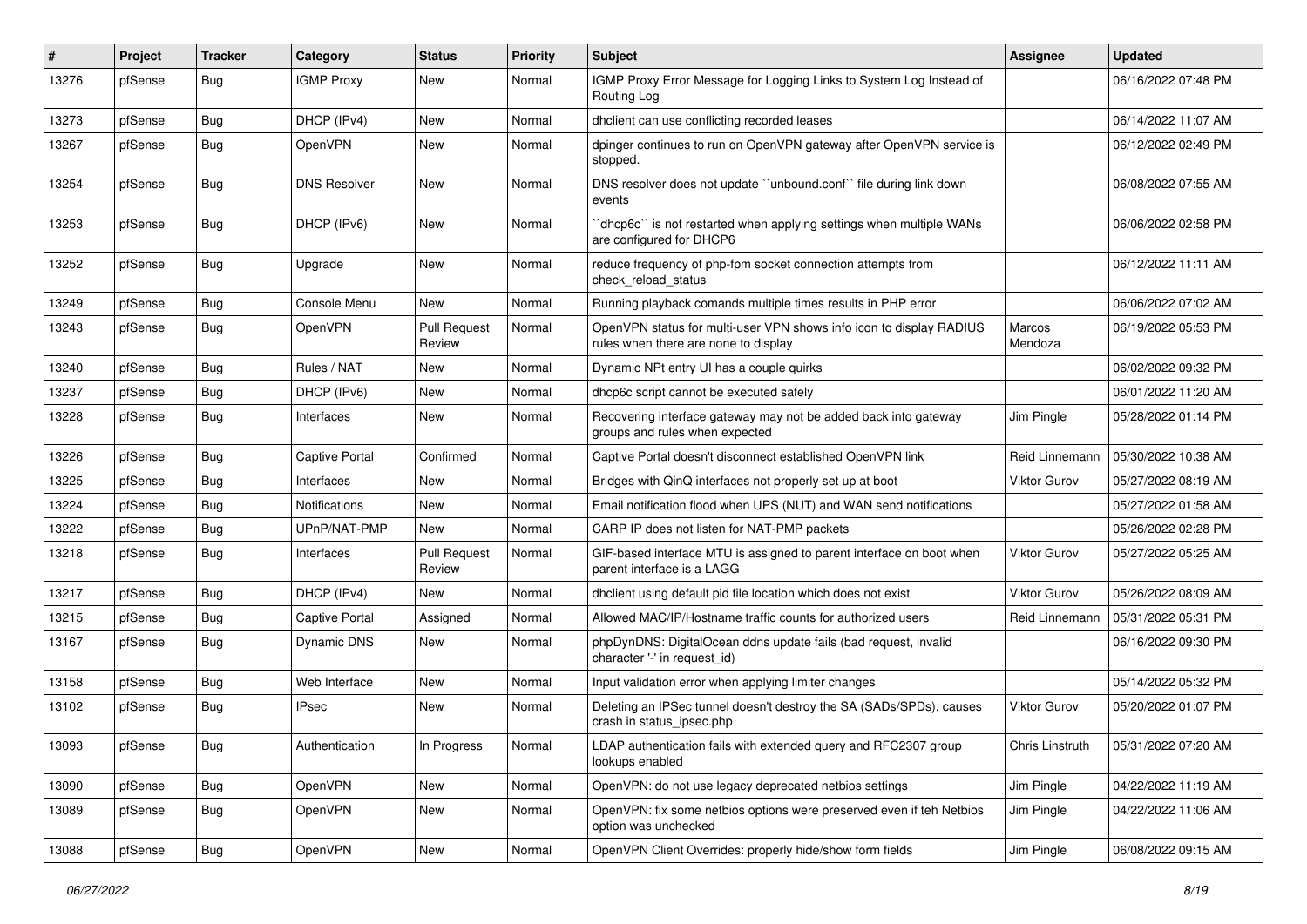| # | Project | Tracker | Category | Status | Priority | Subject | Assignee | Updated |
|---|---|---|---|---|---|---|---|---|
| 13276 | pfSense | Bug | IGMP Proxy | New | Normal | IGMP Proxy Error Message for Logging Links to System Log Instead of Routing Log | | 06/16/2022 07:48 PM |
| 13273 | pfSense | Bug | DHCP (IPv4) | New | Normal | dhclient can use conflicting recorded leases | | 06/14/2022 11:07 AM |
| 13267 | pfSense | Bug | OpenVPN | New | Normal | dpinger continues to run on OpenVPN gateway after OpenVPN service is stopped. | | 06/12/2022 02:49 PM |
| 13254 | pfSense | Bug | DNS Resolver | New | Normal | DNS resolver does not update ``unbound.conf`` file during link down events | | 06/08/2022 07:55 AM |
| 13253 | pfSense | Bug | DHCP (IPv6) | New | Normal | ``dhcp6c`` is not restarted when applying settings when multiple WANs are configured for DHCP6 | | 06/06/2022 02:58 PM |
| 13252 | pfSense | Bug | Upgrade | New | Normal | reduce frequency of php-fpm socket connection attempts from check_reload_status | | 06/12/2022 11:11 AM |
| 13249 | pfSense | Bug | Console Menu | New | Normal | Running playback comands multiple times results in PHP error | | 06/06/2022 07:02 AM |
| 13243 | pfSense | Bug | OpenVPN | Pull Request Review | Normal | OpenVPN status for multi-user VPN shows info icon to display RADIUS rules when there are none to display | Marcos Mendoza | 06/19/2022 05:53 PM |
| 13240 | pfSense | Bug | Rules / NAT | New | Normal | Dynamic NPt entry UI has a couple quirks | | 06/02/2022 09:32 PM |
| 13237 | pfSense | Bug | DHCP (IPv6) | New | Normal | dhcp6c script cannot be executed safely | | 06/01/2022 11:20 AM |
| 13228 | pfSense | Bug | Interfaces | New | Normal | Recovering interface gateway may not be added back into gateway groups and rules when expected | Jim Pingle | 05/28/2022 01:14 PM |
| 13226 | pfSense | Bug | Captive Portal | Confirmed | Normal | Captive Portal doesn't disconnect established OpenVPN link | Reid Linnemann | 05/30/2022 10:38 AM |
| 13225 | pfSense | Bug | Interfaces | New | Normal | Bridges with QinQ interfaces not properly set up at boot | Viktor Gurov | 05/27/2022 08:19 AM |
| 13224 | pfSense | Bug | Notifications | New | Normal | Email notification flood when UPS (NUT) and WAN send notifications | | 05/27/2022 01:58 AM |
| 13222 | pfSense | Bug | UPnP/NAT-PMP | New | Normal | CARP IP does not listen for NAT-PMP packets | | 05/26/2022 02:28 PM |
| 13218 | pfSense | Bug | Interfaces | Pull Request Review | Normal | GIF-based interface MTU is assigned to parent interface on boot when parent interface is a LAGG | Viktor Gurov | 05/27/2022 05:25 AM |
| 13217 | pfSense | Bug | DHCP (IPv4) | New | Normal | dhclient using default pid file location which does not exist | Viktor Gurov | 05/26/2022 08:09 AM |
| 13215 | pfSense | Bug | Captive Portal | Assigned | Normal | Allowed MAC/IP/Hostname traffic counts for authorized users | Reid Linnemann | 05/31/2022 05:31 PM |
| 13167 | pfSense | Bug | Dynamic DNS | New | Normal | phpDynDNS: DigitalOcean ddns update fails (bad request, invalid character '-' in request_id) | | 06/16/2022 09:30 PM |
| 13158 | pfSense | Bug | Web Interface | New | Normal | Input validation error when applying limiter changes | | 05/14/2022 05:32 PM |
| 13102 | pfSense | Bug | IPsec | New | Normal | Deleting an IPSec tunnel doesn't destroy the SA (SADs/SPDs), causes crash in status_ipsec.php | Viktor Gurov | 05/20/2022 01:07 PM |
| 13093 | pfSense | Bug | Authentication | In Progress | Normal | LDAP authentication fails with extended query and RFC2307 group lookups enabled | Chris Linstruth | 05/31/2022 07:20 AM |
| 13090 | pfSense | Bug | OpenVPN | New | Normal | OpenVPN: do not use legacy deprecated netbios settings | Jim Pingle | 04/22/2022 11:19 AM |
| 13089 | pfSense | Bug | OpenVPN | New | Normal | OpenVPN: fix some netbios options were preserved even if teh Netbios option was unchecked | Jim Pingle | 04/22/2022 11:06 AM |
| 13088 | pfSense | Bug | OpenVPN | New | Normal | OpenVPN Client Overrides: properly hide/show form fields | Jim Pingle | 06/08/2022 09:15 AM |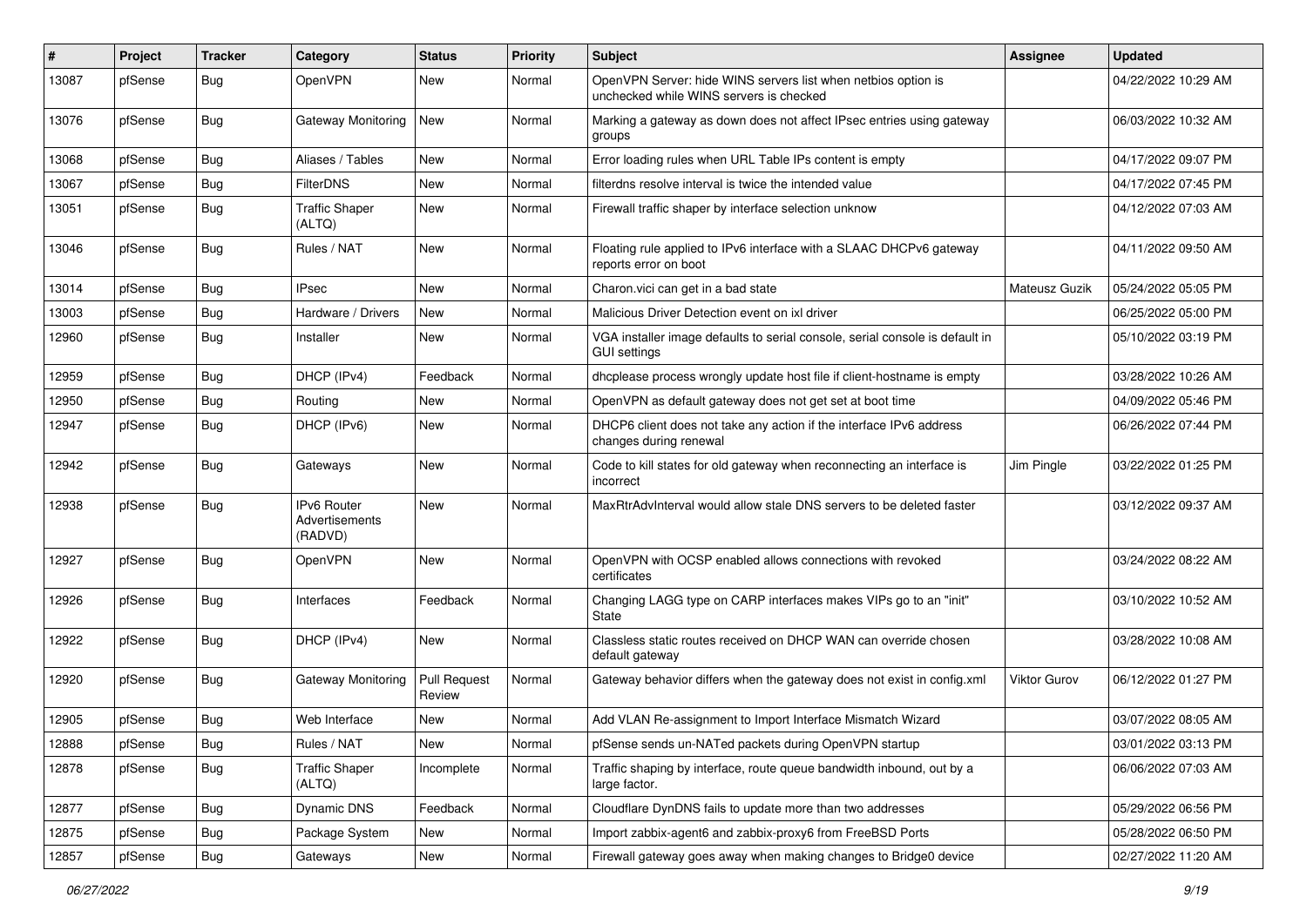| # | Project | Tracker | Category | Status | Priority | Subject | Assignee | Updated |
|---|---|---|---|---|---|---|---|---|
| 13087 | pfSense | Bug | OpenVPN | New | Normal | OpenVPN Server: hide WINS servers list when netbios option is unchecked while WINS servers is checked | | 04/22/2022 10:29 AM |
| 13076 | pfSense | Bug | Gateway Monitoring | New | Normal | Marking a gateway as down does not affect IPsec entries using gateway groups | | 06/03/2022 10:32 AM |
| 13068 | pfSense | Bug | Aliases / Tables | New | Normal | Error loading rules when URL Table IPs content is empty | | 04/17/2022 09:07 PM |
| 13067 | pfSense | Bug | FilterDNS | New | Normal | filterdns resolve interval is twice the intended value | | 04/17/2022 07:45 PM |
| 13051 | pfSense | Bug | Traffic Shaper (ALTQ) | New | Normal | Firewall traffic shaper by interface selection unknow | | 04/12/2022 07:03 AM |
| 13046 | pfSense | Bug | Rules / NAT | New | Normal | Floating rule applied to IPv6 interface with a SLAAC DHCPv6 gateway reports error on boot | | 04/11/2022 09:50 AM |
| 13014 | pfSense | Bug | IPsec | New | Normal | Charon.vici can get in a bad state | Mateusz Guzik | 05/24/2022 05:05 PM |
| 13003 | pfSense | Bug | Hardware / Drivers | New | Normal | Malicious Driver Detection event on ixl driver | | 06/25/2022 05:00 PM |
| 12960 | pfSense | Bug | Installer | New | Normal | VGA installer image defaults to serial console, serial console is default in GUI settings | | 05/10/2022 03:19 PM |
| 12959 | pfSense | Bug | DHCP (IPv4) | Feedback | Normal | dhcplease process wrongly update host file if client-hostname is empty | | 03/28/2022 10:26 AM |
| 12950 | pfSense | Bug | Routing | New | Normal | OpenVPN as default gateway does not get set at boot time | | 04/09/2022 05:46 PM |
| 12947 | pfSense | Bug | DHCP (IPv6) | New | Normal | DHCP6 client does not take any action if the interface IPv6 address changes during renewal | | 06/26/2022 07:44 PM |
| 12942 | pfSense | Bug | Gateways | New | Normal | Code to kill states for old gateway when reconnecting an interface is incorrect | Jim Pingle | 03/22/2022 01:25 PM |
| 12938 | pfSense | Bug | IPv6 Router Advertisements (RADVD) | New | Normal | MaxRtrAdvInterval would allow stale DNS servers to be deleted faster | | 03/12/2022 09:37 AM |
| 12927 | pfSense | Bug | OpenVPN | New | Normal | OpenVPN with OCSP enabled allows connections with revoked certificates | | 03/24/2022 08:22 AM |
| 12926 | pfSense | Bug | Interfaces | Feedback | Normal | Changing LAGG type on CARP interfaces makes VIPs go to an "init" State | | 03/10/2022 10:52 AM |
| 12922 | pfSense | Bug | DHCP (IPv4) | New | Normal | Classless static routes received on DHCP WAN can override chosen default gateway | | 03/28/2022 10:08 AM |
| 12920 | pfSense | Bug | Gateway Monitoring | Pull Request Review | Normal | Gateway behavior differs when the gateway does not exist in config.xml | Viktor Gurov | 06/12/2022 01:27 PM |
| 12905 | pfSense | Bug | Web Interface | New | Normal | Add VLAN Re-assignment to Import Interface Mismatch Wizard | | 03/07/2022 08:05 AM |
| 12888 | pfSense | Bug | Rules / NAT | New | Normal | pfSense sends un-NATed packets during OpenVPN startup | | 03/01/2022 03:13 PM |
| 12878 | pfSense | Bug | Traffic Shaper (ALTQ) | Incomplete | Normal | Traffic shaping by interface, route queue bandwidth inbound, out by a large factor. | | 06/06/2022 07:03 AM |
| 12877 | pfSense | Bug | Dynamic DNS | Feedback | Normal | Cloudflare DynDNS fails to update more than two addresses | | 05/29/2022 06:56 PM |
| 12875 | pfSense | Bug | Package System | New | Normal | Import zabbix-agent6 and zabbix-proxy6 from FreeBSD Ports | | 05/28/2022 06:50 PM |
| 12857 | pfSense | Bug | Gateways | New | Normal | Firewall gateway goes away when making changes to Bridge0 device | | 02/27/2022 11:20 AM |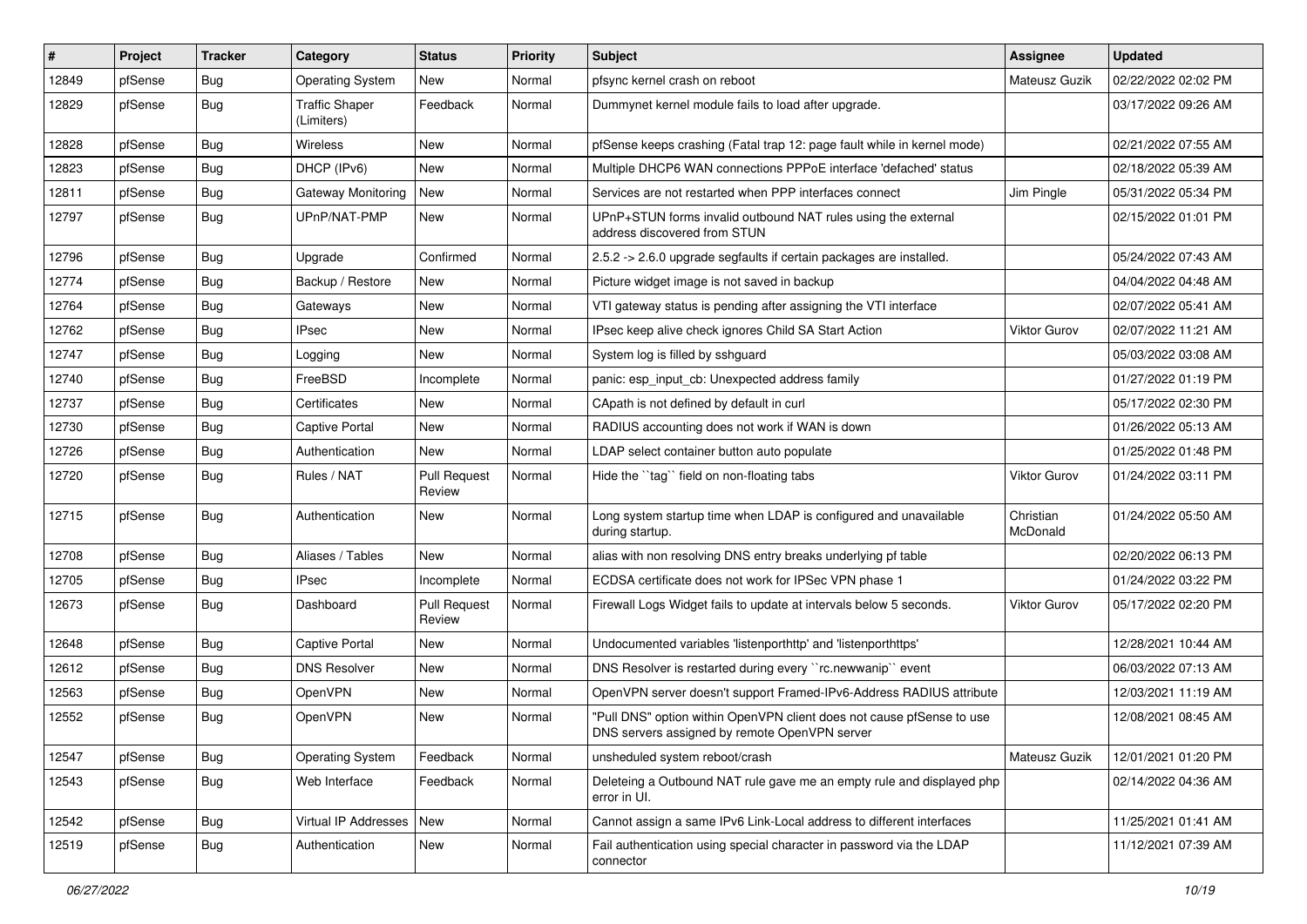| # | Project | Tracker | Category | Status | Priority | Subject | Assignee | Updated |
|---|---|---|---|---|---|---|---|---|
| 12849 | pfSense | Bug | Operating System | New | Normal | pfsync kernel crash on reboot | Mateusz Guzik | 02/22/2022 02:02 PM |
| 12829 | pfSense | Bug | Traffic Shaper (Limiters) | Feedback | Normal | Dummynet kernel module fails to load after upgrade. | | 03/17/2022 09:26 AM |
| 12828 | pfSense | Bug | Wireless | New | Normal | pfSense keeps crashing (Fatal trap 12: page fault while in kernel mode) | | 02/21/2022 07:55 AM |
| 12823 | pfSense | Bug | DHCP (IPv6) | New | Normal | Multiple DHCP6 WAN connections PPPoE interface 'defached' status | | 02/18/2022 05:39 AM |
| 12811 | pfSense | Bug | Gateway Monitoring | New | Normal | Services are not restarted when PPP interfaces connect | Jim Pingle | 05/31/2022 05:34 PM |
| 12797 | pfSense | Bug | UPnP/NAT-PMP | New | Normal | UPnP+STUN forms invalid outbound NAT rules using the external address discovered from STUN | | 02/15/2022 01:01 PM |
| 12796 | pfSense | Bug | Upgrade | Confirmed | Normal | 2.5.2 -> 2.6.0 upgrade segfaults if certain packages are installed. | | 05/24/2022 07:43 AM |
| 12774 | pfSense | Bug | Backup / Restore | New | Normal | Picture widget image is not saved in backup | | 04/04/2022 04:48 AM |
| 12764 | pfSense | Bug | Gateways | New | Normal | VTI gateway status is pending after assigning the VTI interface | | 02/07/2022 05:41 AM |
| 12762 | pfSense | Bug | IPsec | New | Normal | IPsec keep alive check ignores Child SA Start Action | Viktor Gurov | 02/07/2022 11:21 AM |
| 12747 | pfSense | Bug | Logging | New | Normal | System log is filled by sshguard | | 05/03/2022 03:08 AM |
| 12740 | pfSense | Bug | FreeBSD | Incomplete | Normal | panic: esp_input_cb: Unexpected address family | | 01/27/2022 01:19 PM |
| 12737 | pfSense | Bug | Certificates | New | Normal | CApath is not defined by default in curl | | 05/17/2022 02:30 PM |
| 12730 | pfSense | Bug | Captive Portal | New | Normal | RADIUS accounting does not work if WAN is down | | 01/26/2022 05:13 AM |
| 12726 | pfSense | Bug | Authentication | New | Normal | LDAP select container button auto populate | | 01/25/2022 01:48 PM |
| 12720 | pfSense | Bug | Rules / NAT | Pull Request Review | Normal | Hide the ``tag`` field on non-floating tabs | Viktor Gurov | 01/24/2022 03:11 PM |
| 12715 | pfSense | Bug | Authentication | New | Normal | Long system startup time when LDAP is configured and unavailable during startup. | Christian McDonald | 01/24/2022 05:50 AM |
| 12708 | pfSense | Bug | Aliases / Tables | New | Normal | alias with non resolving DNS entry breaks underlying pf table | | 02/20/2022 06:13 PM |
| 12705 | pfSense | Bug | IPsec | Incomplete | Normal | ECDSA certificate does not work for IPSec VPN phase 1 | | 01/24/2022 03:22 PM |
| 12673 | pfSense | Bug | Dashboard | Pull Request Review | Normal | Firewall Logs Widget fails to update at intervals below 5 seconds. | Viktor Gurov | 05/17/2022 02:20 PM |
| 12648 | pfSense | Bug | Captive Portal | New | Normal | Undocumented variables 'listenporthttp' and 'listenporthttps' | | 12/28/2021 10:44 AM |
| 12612 | pfSense | Bug | DNS Resolver | New | Normal | DNS Resolver is restarted during every ``rc.newwanip`` event | | 06/03/2022 07:13 AM |
| 12563 | pfSense | Bug | OpenVPN | New | Normal | OpenVPN server doesn't support Framed-IPv6-Address RADIUS attribute | | 12/03/2021 11:19 AM |
| 12552 | pfSense | Bug | OpenVPN | New | Normal | "Pull DNS" option within OpenVPN client does not cause pfSense to use DNS servers assigned by remote OpenVPN server | | 12/08/2021 08:45 AM |
| 12547 | pfSense | Bug | Operating System | Feedback | Normal | unsheduled system reboot/crash | Mateusz Guzik | 12/01/2021 01:20 PM |
| 12543 | pfSense | Bug | Web Interface | Feedback | Normal | Deleteing a Outbound NAT rule gave me an empty rule and displayed php error in UI. | | 02/14/2022 04:36 AM |
| 12542 | pfSense | Bug | Virtual IP Addresses | New | Normal | Cannot assign a same IPv6 Link-Local address to different interfaces | | 11/25/2021 01:41 AM |
| 12519 | pfSense | Bug | Authentication | New | Normal | Fail authentication using special character in password via the LDAP connector | | 11/12/2021 07:39 AM |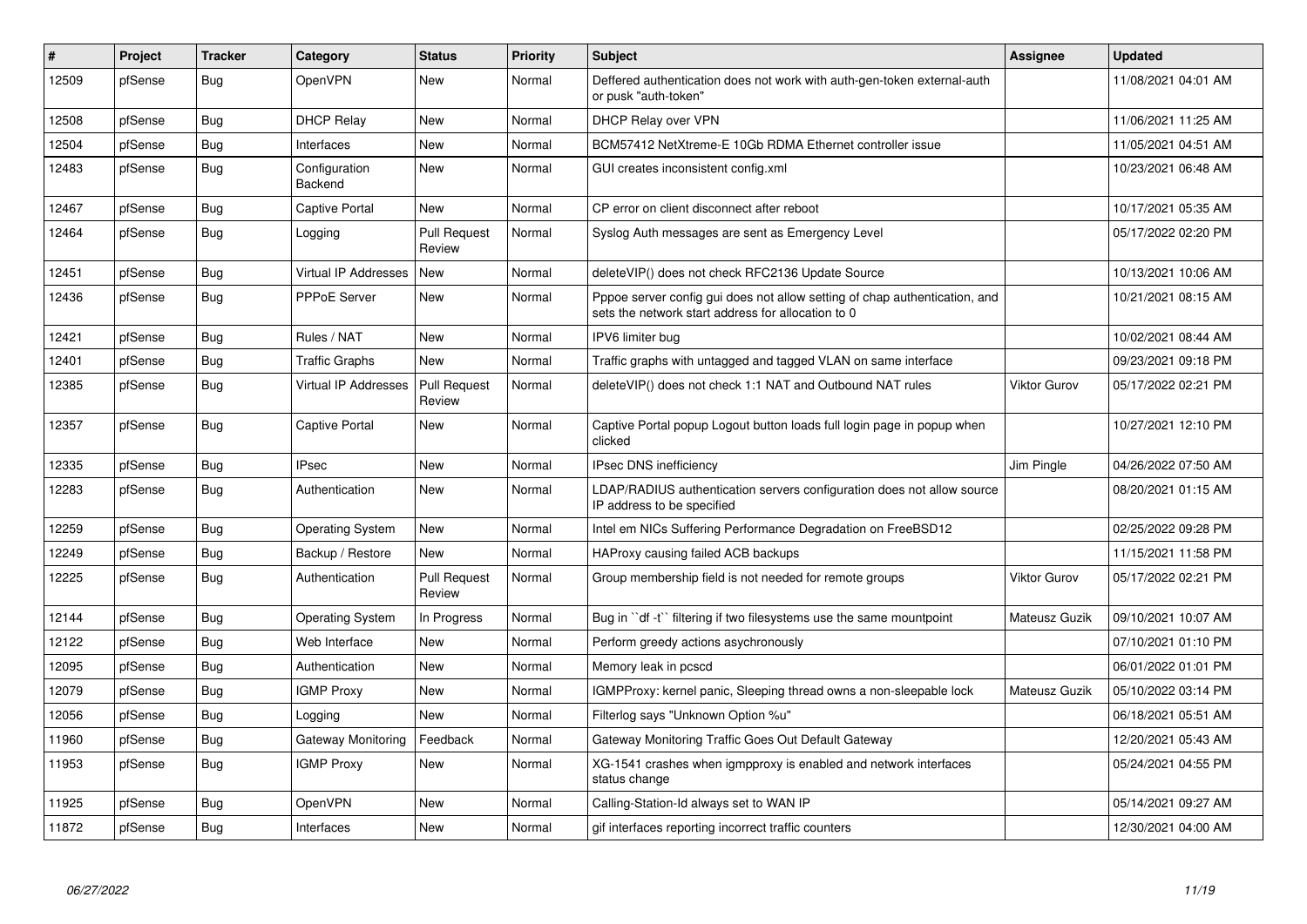| # | Project | Tracker | Category | Status | Priority | Subject | Assignee | Updated |
|---|---|---|---|---|---|---|---|---|
| 12509 | pfSense | Bug | OpenVPN | New | Normal | Deffered authentication does not work with auth-gen-token external-auth or pusk "auth-token" | | 11/08/2021 04:01 AM |
| 12508 | pfSense | Bug | DHCP Relay | New | Normal | DHCP Relay over VPN | | 11/06/2021 11:25 AM |
| 12504 | pfSense | Bug | Interfaces | New | Normal | BCM57412 NetXtreme-E 10Gb RDMA Ethernet controller issue | | 11/05/2021 04:51 AM |
| 12483 | pfSense | Bug | Configuration Backend | New | Normal | GUI creates inconsistent config.xml | | 10/23/2021 06:48 AM |
| 12467 | pfSense | Bug | Captive Portal | New | Normal | CP error on client disconnect after reboot | | 10/17/2021 05:35 AM |
| 12464 | pfSense | Bug | Logging | Pull Request Review | Normal | Syslog Auth messages are sent as Emergency Level | | 05/17/2022 02:20 PM |
| 12451 | pfSense | Bug | Virtual IP Addresses | New | Normal | deleteVIP() does not check RFC2136 Update Source | | 10/13/2021 10:06 AM |
| 12436 | pfSense | Bug | PPPoE Server | New | Normal | Pppoe server config gui does not allow setting of chap authentication, and sets the network start address for allocation to 0 | | 10/21/2021 08:15 AM |
| 12421 | pfSense | Bug | Rules / NAT | New | Normal | IPV6 limiter bug | | 10/02/2021 08:44 AM |
| 12401 | pfSense | Bug | Traffic Graphs | New | Normal | Traffic graphs with untagged and tagged VLAN on same interface | | 09/23/2021 09:18 PM |
| 12385 | pfSense | Bug | Virtual IP Addresses | Pull Request Review | Normal | deleteVIP() does not check 1:1 NAT and Outbound NAT rules | Viktor Gurov | 05/17/2022 02:21 PM |
| 12357 | pfSense | Bug | Captive Portal | New | Normal | Captive Portal popup Logout button loads full login page in popup when clicked | | 10/27/2021 12:10 PM |
| 12335 | pfSense | Bug | IPsec | New | Normal | IPsec DNS inefficiency | Jim Pingle | 04/26/2022 07:50 AM |
| 12283 | pfSense | Bug | Authentication | New | Normal | LDAP/RADIUS authentication servers configuration does not allow source IP address to be specified | | 08/20/2021 01:15 AM |
| 12259 | pfSense | Bug | Operating System | New | Normal | Intel em NICs Suffering Performance Degradation on FreeBSD12 | | 02/25/2022 09:28 PM |
| 12249 | pfSense | Bug | Backup / Restore | New | Normal | HAProxy causing failed ACB backups | | 11/15/2021 11:58 PM |
| 12225 | pfSense | Bug | Authentication | Pull Request Review | Normal | Group membership field is not needed for remote groups | Viktor Gurov | 05/17/2022 02:21 PM |
| 12144 | pfSense | Bug | Operating System | In Progress | Normal | Bug in ``df -t`` filtering if two filesystems use the same mountpoint | Mateusz Guzik | 09/10/2021 10:07 AM |
| 12122 | pfSense | Bug | Web Interface | New | Normal | Perform greedy actions asychronously | | 07/10/2021 01:10 PM |
| 12095 | pfSense | Bug | Authentication | New | Normal | Memory leak in pcscd | | 06/01/2022 01:01 PM |
| 12079 | pfSense | Bug | IGMP Proxy | New | Normal | IGMPProxy: kernel panic, Sleeping thread owns a non-sleepable lock | Mateusz Guzik | 05/10/2022 03:14 PM |
| 12056 | pfSense | Bug | Logging | New | Normal | Filterlog says "Unknown Option %u" | | 06/18/2021 05:51 AM |
| 11960 | pfSense | Bug | Gateway Monitoring | Feedback | Normal | Gateway Monitoring Traffic Goes Out Default Gateway | | 12/20/2021 05:43 AM |
| 11953 | pfSense | Bug | IGMP Proxy | New | Normal | XG-1541 crashes when igmpproxy is enabled and network interfaces status change | | 05/24/2021 04:55 PM |
| 11925 | pfSense | Bug | OpenVPN | New | Normal | Calling-Station-Id always set to WAN IP | | 05/14/2021 09:27 AM |
| 11872 | pfSense | Bug | Interfaces | New | Normal | gif interfaces reporting incorrect traffic counters | | 12/30/2021 04:00 AM |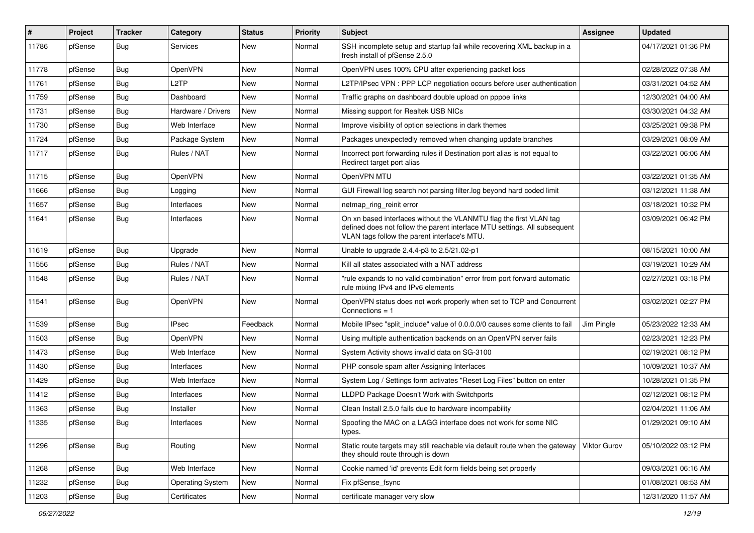| # | Project | Tracker | Category | Status | Priority | Subject | Assignee | Updated |
|---|---|---|---|---|---|---|---|---|
| 11786 | pfSense | Bug | Services | New | Normal | SSH incomplete setup and startup fail while recovering XML backup in a fresh install of pfSense 2.5.0 | | 04/17/2021 01:36 PM |
| 11778 | pfSense | Bug | OpenVPN | New | Normal | OpenVPN uses 100% CPU after experiencing packet loss | | 02/28/2022 07:38 AM |
| 11761 | pfSense | Bug | L2TP | New | Normal | L2TP/IPsec VPN : PPP LCP negotiation occurs before user authentication | | 03/31/2021 04:52 AM |
| 11759 | pfSense | Bug | Dashboard | New | Normal | Traffic graphs on dashboard double upload on pppoe links | | 12/30/2021 04:00 AM |
| 11731 | pfSense | Bug | Hardware / Drivers | New | Normal | Missing support for Realtek USB NICs | | 03/30/2021 04:32 AM |
| 11730 | pfSense | Bug | Web Interface | New | Normal | Improve visibility of option selections in dark themes | | 03/25/2021 09:38 PM |
| 11724 | pfSense | Bug | Package System | New | Normal | Packages unexpectedly removed when changing update branches | | 03/29/2021 08:09 AM |
| 11717 | pfSense | Bug | Rules / NAT | New | Normal | Incorrect port forwarding rules if Destination port alias is not equal to Redirect target port alias | | 03/22/2021 06:06 AM |
| 11715 | pfSense | Bug | OpenVPN | New | Normal | OpenVPN MTU | | 03/22/2021 01:35 AM |
| 11666 | pfSense | Bug | Logging | New | Normal | GUI Firewall log search not parsing filter.log beyond hard coded limit | | 03/12/2021 11:38 AM |
| 11657 | pfSense | Bug | Interfaces | New | Normal | netmap_ring_reinit error | | 03/18/2021 10:32 PM |
| 11641 | pfSense | Bug | Interfaces | New | Normal | On xn based interfaces without the VLANMTU flag the first VLAN tag defined does not follow the parent interface MTU settings. All subsequent VLAN tags follow the parent interface's MTU. | | 03/09/2021 06:42 PM |
| 11619 | pfSense | Bug | Upgrade | New | Normal | Unable to upgrade 2.4.4-p3 to 2.5/21.02-p1 | | 08/15/2021 10:00 AM |
| 11556 | pfSense | Bug | Rules / NAT | New | Normal | Kill all states associated with a NAT address | | 03/19/2021 10:29 AM |
| 11548 | pfSense | Bug | Rules / NAT | New | Normal | "rule expands to no valid combination" error from port forward automatic rule mixing IPv4 and IPv6 elements | | 02/27/2021 03:18 PM |
| 11541 | pfSense | Bug | OpenVPN | New | Normal | OpenVPN status does not work properly when set to TCP and Concurrent Connections = 1 | | 03/02/2021 02:27 PM |
| 11539 | pfSense | Bug | IPsec | Feedback | Normal | Mobile IPsec "split_include" value of 0.0.0.0/0 causes some clients to fail | Jim Pingle | 05/23/2022 12:33 AM |
| 11503 | pfSense | Bug | OpenVPN | New | Normal | Using multiple authentication backends on an OpenVPN server fails | | 02/23/2021 12:23 PM |
| 11473 | pfSense | Bug | Web Interface | New | Normal | System Activity shows invalid data on SG-3100 | | 02/19/2021 08:12 PM |
| 11430 | pfSense | Bug | Interfaces | New | Normal | PHP console spam after Assigning Interfaces | | 10/09/2021 10:37 AM |
| 11429 | pfSense | Bug | Web Interface | New | Normal | System Log / Settings form activates "Reset Log Files" button on enter | | 10/28/2021 01:35 PM |
| 11412 | pfSense | Bug | Interfaces | New | Normal | LLDPD Package Doesn't Work with Switchports | | 02/12/2021 08:12 PM |
| 11363 | pfSense | Bug | Installer | New | Normal | Clean Install 2.5.0 fails due to hardware incompability | | 02/04/2021 11:06 AM |
| 11335 | pfSense | Bug | Interfaces | New | Normal | Spoofing the MAC on a LAGG interface does not work for some NIC types. | | 01/29/2021 09:10 AM |
| 11296 | pfSense | Bug | Routing | New | Normal | Static route targets may still reachable via default route when the gateway they should route through is down | Viktor Gurov | 05/10/2022 03:12 PM |
| 11268 | pfSense | Bug | Web Interface | New | Normal | Cookie named 'id' prevents Edit form fields being set properly | | 09/03/2021 06:16 AM |
| 11232 | pfSense | Bug | Operating System | New | Normal | Fix pfSense_fsync | | 01/08/2021 08:53 AM |
| 11203 | pfSense | Bug | Certificates | New | Normal | certificate manager very slow | | 12/31/2020 11:57 AM |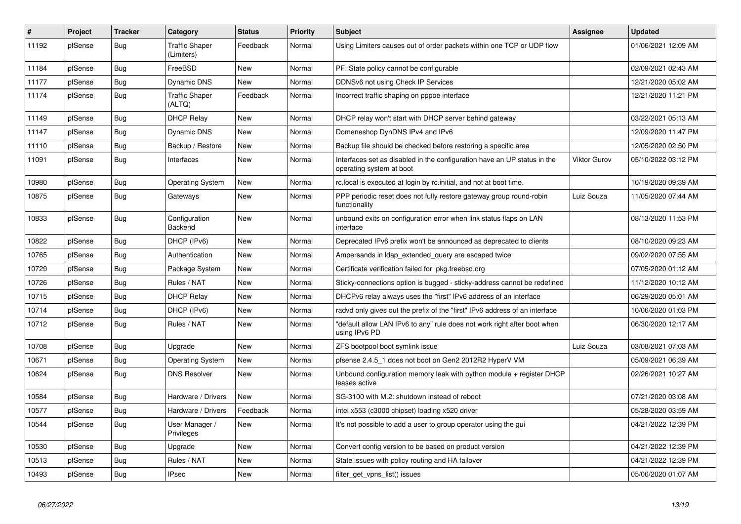| # | Project | Tracker | Category | Status | Priority | Subject | Assignee | Updated |
|---|---|---|---|---|---|---|---|---|
| 11192 | pfSense | Bug | Traffic Shaper (Limiters) | Feedback | Normal | Using Limiters causes out of order packets within one TCP or UDP flow | | 01/06/2021 12:09 AM |
| 11184 | pfSense | Bug | FreeBSD | New | Normal | PF: State policy cannot be configurable | | 02/09/2021 02:43 AM |
| 11177 | pfSense | Bug | Dynamic DNS | New | Normal | DDNSv6 not using Check IP Services | | 12/21/2020 05:02 AM |
| 11174 | pfSense | Bug | Traffic Shaper (ALTQ) | Feedback | Normal | Incorrect traffic shaping on pppoe interface | | 12/21/2020 11:21 PM |
| 11149 | pfSense | Bug | DHCP Relay | New | Normal | DHCP relay won't start with DHCP server behind gateway | | 03/22/2021 05:13 AM |
| 11147 | pfSense | Bug | Dynamic DNS | New | Normal | Domeneshop DynDNS IPv4 and IPv6 | | 12/09/2020 11:47 PM |
| 11110 | pfSense | Bug | Backup / Restore | New | Normal | Backup file should be checked before restoring a specific area | | 12/05/2020 02:50 PM |
| 11091 | pfSense | Bug | Interfaces | New | Normal | Interfaces set as disabled in the configuration have an UP status in the operating system at boot | Viktor Gurov | 05/10/2022 03:12 PM |
| 10980 | pfSense | Bug | Operating System | New | Normal | rc.local is executed at login by rc.initial, and not at boot time. | | 10/19/2020 09:39 AM |
| 10875 | pfSense | Bug | Gateways | New | Normal | PPP periodic reset does not fully restore gateway group round-robin functionality | Luiz Souza | 11/05/2020 07:44 AM |
| 10833 | pfSense | Bug | Configuration Backend | New | Normal | unbound exits on configuration error when link status flaps on LAN interface | | 08/13/2020 11:53 PM |
| 10822 | pfSense | Bug | DHCP (IPv6) | New | Normal | Deprecated IPv6 prefix won't be announced as deprecated to clients | | 08/10/2020 09:23 AM |
| 10765 | pfSense | Bug | Authentication | New | Normal | Ampersands in ldap_extended_query are escaped twice | | 09/02/2020 07:55 AM |
| 10729 | pfSense | Bug | Package System | New | Normal | Certificate verification failed for pkg.freebsd.org | | 07/05/2020 01:12 AM |
| 10726 | pfSense | Bug | Rules / NAT | New | Normal | Sticky-connections option is bugged - sticky-address cannot be redefined | | 11/12/2020 10:12 AM |
| 10715 | pfSense | Bug | DHCP Relay | New | Normal | DHCPv6 relay always uses the "first" IPv6 address of an interface | | 06/29/2020 05:01 AM |
| 10714 | pfSense | Bug | DHCP (IPv6) | New | Normal | radvd only gives out the prefix of the "first" IPv6 address of an interface | | 10/06/2020 01:03 PM |
| 10712 | pfSense | Bug | Rules / NAT | New | Normal | "default allow LAN IPv6 to any" rule does not work right after boot when using IPv6 PD | | 06/30/2020 12:17 AM |
| 10708 | pfSense | Bug | Upgrade | New | Normal | ZFS bootpool boot symlink issue | Luiz Souza | 03/08/2021 07:03 AM |
| 10671 | pfSense | Bug | Operating System | New | Normal | pfsense 2.4.5_1 does not boot on Gen2 2012R2 HyperV VM | | 05/09/2021 06:39 AM |
| 10624 | pfSense | Bug | DNS Resolver | New | Normal | Unbound configuration memory leak with python module + register DHCP leases active | | 02/26/2021 10:27 AM |
| 10584 | pfSense | Bug | Hardware / Drivers | New | Normal | SG-3100 with M.2: shutdown instead of reboot | | 07/21/2020 03:08 AM |
| 10577 | pfSense | Bug | Hardware / Drivers | Feedback | Normal | intel x553 (c3000 chipset) loading x520 driver | | 05/28/2020 03:59 AM |
| 10544 | pfSense | Bug | User Manager / Privileges | New | Normal | It's not possible to add a user to group operator using the gui | | 04/21/2022 12:39 PM |
| 10530 | pfSense | Bug | Upgrade | New | Normal | Convert config version to be based on product version | | 04/21/2022 12:39 PM |
| 10513 | pfSense | Bug | Rules / NAT | New | Normal | State issues with policy routing and HA failover | | 04/21/2022 12:39 PM |
| 10493 | pfSense | Bug | IPsec | New | Normal | filter_get_vpns_list() issues | | 05/06/2020 01:07 AM |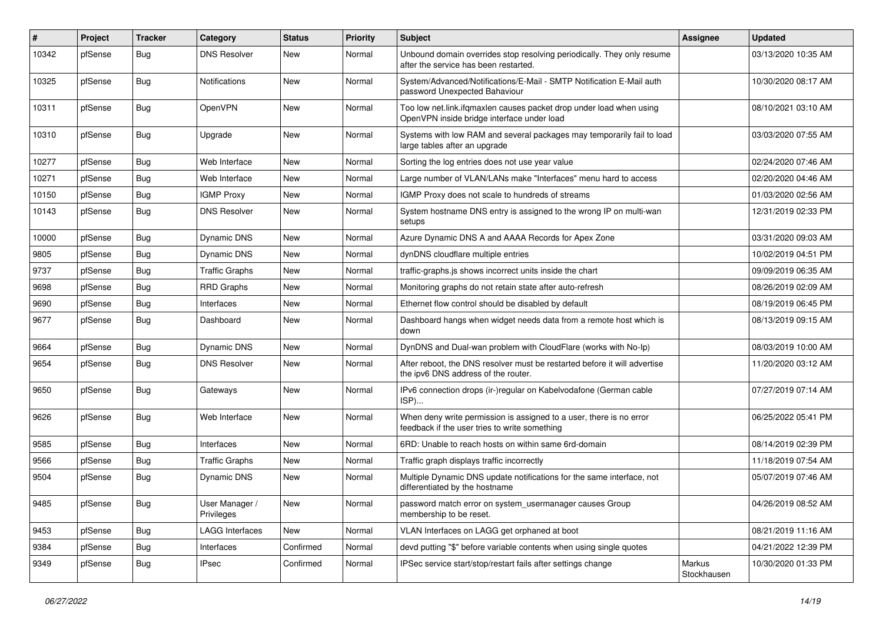| # | Project | Tracker | Category | Status | Priority | Subject | Assignee | Updated |
|---|---|---|---|---|---|---|---|---|
| 10342 | pfSense | Bug | DNS Resolver | New | Normal | Unbound domain overrides stop resolving periodically. They only resume after the service has been restarted. | | 03/13/2020 10:35 AM |
| 10325 | pfSense | Bug | Notifications | New | Normal | System/Advanced/Notifications/E-Mail - SMTP Notification E-Mail auth password Unexpected Bahaviour | | 10/30/2020 08:17 AM |
| 10311 | pfSense | Bug | OpenVPN | New | Normal | Too low net.link.ifqmaxlen causes packet drop under load when using OpenVPN inside bridge interface under load | | 08/10/2021 03:10 AM |
| 10310 | pfSense | Bug | Upgrade | New | Normal | Systems with low RAM and several packages may temporarily fail to load large tables after an upgrade | | 03/03/2020 07:55 AM |
| 10277 | pfSense | Bug | Web Interface | New | Normal | Sorting the log entries does not use year value | | 02/24/2020 07:46 AM |
| 10271 | pfSense | Bug | Web Interface | New | Normal | Large number of VLAN/LANs make "Interfaces" menu hard to access | | 02/20/2020 04:46 AM |
| 10150 | pfSense | Bug | IGMP Proxy | New | Normal | IGMP Proxy does not scale to hundreds of streams | | 01/03/2020 02:56 AM |
| 10143 | pfSense | Bug | DNS Resolver | New | Normal | System hostname DNS entry is assigned to the wrong IP on multi-wan setups | | 12/31/2019 02:33 PM |
| 10000 | pfSense | Bug | Dynamic DNS | New | Normal | Azure Dynamic DNS A and AAAA Records for Apex Zone | | 03/31/2020 09:03 AM |
| 9805 | pfSense | Bug | Dynamic DNS | New | Normal | dynDNS cloudflare multiple entries | | 10/02/2019 04:51 PM |
| 9737 | pfSense | Bug | Traffic Graphs | New | Normal | traffic-graphs.js shows incorrect units inside the chart | | 09/09/2019 06:35 AM |
| 9698 | pfSense | Bug | RRD Graphs | New | Normal | Monitoring graphs do not retain state after auto-refresh | | 08/26/2019 02:09 AM |
| 9690 | pfSense | Bug | Interfaces | New | Normal | Ethernet flow control should be disabled by default | | 08/19/2019 06:45 PM |
| 9677 | pfSense | Bug | Dashboard | New | Normal | Dashboard hangs when widget needs data from a remote host which is down | | 08/13/2019 09:15 AM |
| 9664 | pfSense | Bug | Dynamic DNS | New | Normal | DynDNS and Dual-wan problem with CloudFlare (works with No-Ip) | | 08/03/2019 10:00 AM |
| 9654 | pfSense | Bug | DNS Resolver | New | Normal | After reboot, the DNS resolver must be restarted before it will advertise the ipv6 DNS address of the router. | | 11/20/2020 03:12 AM |
| 9650 | pfSense | Bug | Gateways | New | Normal | IPv6 connection drops (ir-)regular on Kabelvodafone (German cable ISP)... | | 07/27/2019 07:14 AM |
| 9626 | pfSense | Bug | Web Interface | New | Normal | When deny write permission is assigned to a user, there is no error feedback if the user tries to write something | | 06/25/2022 05:41 PM |
| 9585 | pfSense | Bug | Interfaces | New | Normal | 6RD: Unable to reach hosts on within same 6rd-domain | | 08/14/2019 02:39 PM |
| 9566 | pfSense | Bug | Traffic Graphs | New | Normal | Traffic graph displays traffic incorrectly | | 11/18/2019 07:54 AM |
| 9504 | pfSense | Bug | Dynamic DNS | New | Normal | Multiple Dynamic DNS update notifications for the same interface, not differentiated by the hostname | | 05/07/2019 07:46 AM |
| 9485 | pfSense | Bug | User Manager / Privileges | New | Normal | password match error on system_usermanager causes Group membership to be reset. | | 04/26/2019 08:52 AM |
| 9453 | pfSense | Bug | LAGG Interfaces | New | Normal | VLAN Interfaces on LAGG get orphaned at boot | | 08/21/2019 11:16 AM |
| 9384 | pfSense | Bug | Interfaces | Confirmed | Normal | devd putting "$" before variable contents when using single quotes | | 04/21/2022 12:39 PM |
| 9349 | pfSense | Bug | IPsec | Confirmed | Normal | IPSec service start/stop/restart fails after settings change | Markus Stockhausen | 10/30/2020 01:33 PM |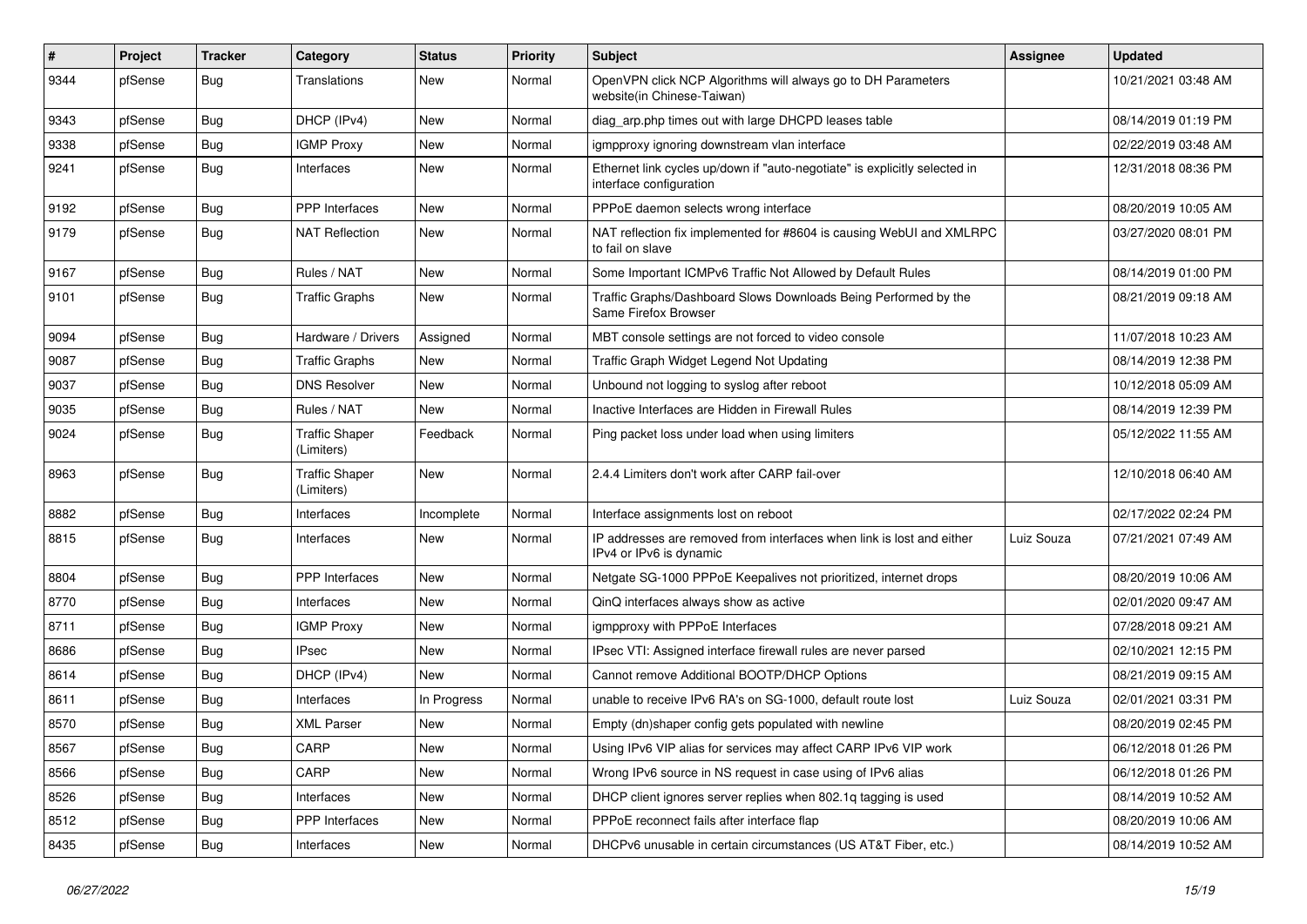| # | Project | Tracker | Category | Status | Priority | Subject | Assignee | Updated |
|---|---|---|---|---|---|---|---|---|
| 9344 | pfSense | Bug | Translations | New | Normal | OpenVPN click NCP Algorithms will always go to DH Parameters website(in Chinese-Taiwan) | | 10/21/2021 03:48 AM |
| 9343 | pfSense | Bug | DHCP (IPv4) | New | Normal | diag_arp.php times out with large DHCPD leases table | | 08/14/2019 01:19 PM |
| 9338 | pfSense | Bug | IGMP Proxy | New | Normal | igmpproxy ignoring downstream vlan interface | | 02/22/2019 03:48 AM |
| 9241 | pfSense | Bug | Interfaces | New | Normal | Ethernet link cycles up/down if "auto-negotiate" is explicitly selected in interface configuration | | 12/31/2018 08:36 PM |
| 9192 | pfSense | Bug | PPP Interfaces | New | Normal | PPPoE daemon selects wrong interface | | 08/20/2019 10:05 AM |
| 9179 | pfSense | Bug | NAT Reflection | New | Normal | NAT reflection fix implemented for #8604 is causing WebUI and XMLRPC to fail on slave | | 03/27/2020 08:01 PM |
| 9167 | pfSense | Bug | Rules / NAT | New | Normal | Some Important ICMPv6 Traffic Not Allowed by Default Rules | | 08/14/2019 01:00 PM |
| 9101 | pfSense | Bug | Traffic Graphs | New | Normal | Traffic Graphs/Dashboard Slows Downloads Being Performed by the Same Firefox Browser | | 08/21/2019 09:18 AM |
| 9094 | pfSense | Bug | Hardware / Drivers | Assigned | Normal | MBT console settings are not forced to video console | | 11/07/2018 10:23 AM |
| 9087 | pfSense | Bug | Traffic Graphs | New | Normal | Traffic Graph Widget Legend Not Updating | | 08/14/2019 12:38 PM |
| 9037 | pfSense | Bug | DNS Resolver | New | Normal | Unbound not logging to syslog after reboot | | 10/12/2018 05:09 AM |
| 9035 | pfSense | Bug | Rules / NAT | New | Normal | Inactive Interfaces are Hidden in Firewall Rules | | 08/14/2019 12:39 PM |
| 9024 | pfSense | Bug | Traffic Shaper (Limiters) | Feedback | Normal | Ping packet loss under load when using limiters | | 05/12/2022 11:55 AM |
| 8963 | pfSense | Bug | Traffic Shaper (Limiters) | New | Normal | 2.4.4 Limiters don't work after CARP fail-over | | 12/10/2018 06:40 AM |
| 8882 | pfSense | Bug | Interfaces | Incomplete | Normal | Interface assignments lost on reboot | | 02/17/2022 02:24 PM |
| 8815 | pfSense | Bug | Interfaces | New | Normal | IP addresses are removed from interfaces when link is lost and either IPv4 or IPv6 is dynamic | Luiz Souza | 07/21/2021 07:49 AM |
| 8804 | pfSense | Bug | PPP Interfaces | New | Normal | Netgate SG-1000 PPPoE Keepalives not prioritized, internet drops | | 08/20/2019 10:06 AM |
| 8770 | pfSense | Bug | Interfaces | New | Normal | QinQ interfaces always show as active | | 02/01/2020 09:47 AM |
| 8711 | pfSense | Bug | IGMP Proxy | New | Normal | igmpproxy with PPPoE Interfaces | | 07/28/2018 09:21 AM |
| 8686 | pfSense | Bug | IPsec | New | Normal | IPsec VTI: Assigned interface firewall rules are never parsed | | 02/10/2021 12:15 PM |
| 8614 | pfSense | Bug | DHCP (IPv4) | New | Normal | Cannot remove Additional BOOTP/DHCP Options | | 08/21/2019 09:15 AM |
| 8611 | pfSense | Bug | Interfaces | In Progress | Normal | unable to receive IPv6 RA's on SG-1000, default route lost | Luiz Souza | 02/01/2021 03:31 PM |
| 8570 | pfSense | Bug | XML Parser | New | Normal | Empty (dn)shaper config gets populated with newline | | 08/20/2019 02:45 PM |
| 8567 | pfSense | Bug | CARP | New | Normal | Using IPv6 VIP alias for services may affect CARP IPv6 VIP work | | 06/12/2018 01:26 PM |
| 8566 | pfSense | Bug | CARP | New | Normal | Wrong IPv6 source in NS request in case using of IPv6 alias | | 06/12/2018 01:26 PM |
| 8526 | pfSense | Bug | Interfaces | New | Normal | DHCP client ignores server replies when 802.1q tagging is used | | 08/14/2019 10:52 AM |
| 8512 | pfSense | Bug | PPP Interfaces | New | Normal | PPPoE reconnect fails after interface flap | | 08/20/2019 10:06 AM |
| 8435 | pfSense | Bug | Interfaces | New | Normal | DHCPv6 unusable in certain circumstances (US AT&T Fiber, etc.) | | 08/14/2019 10:52 AM |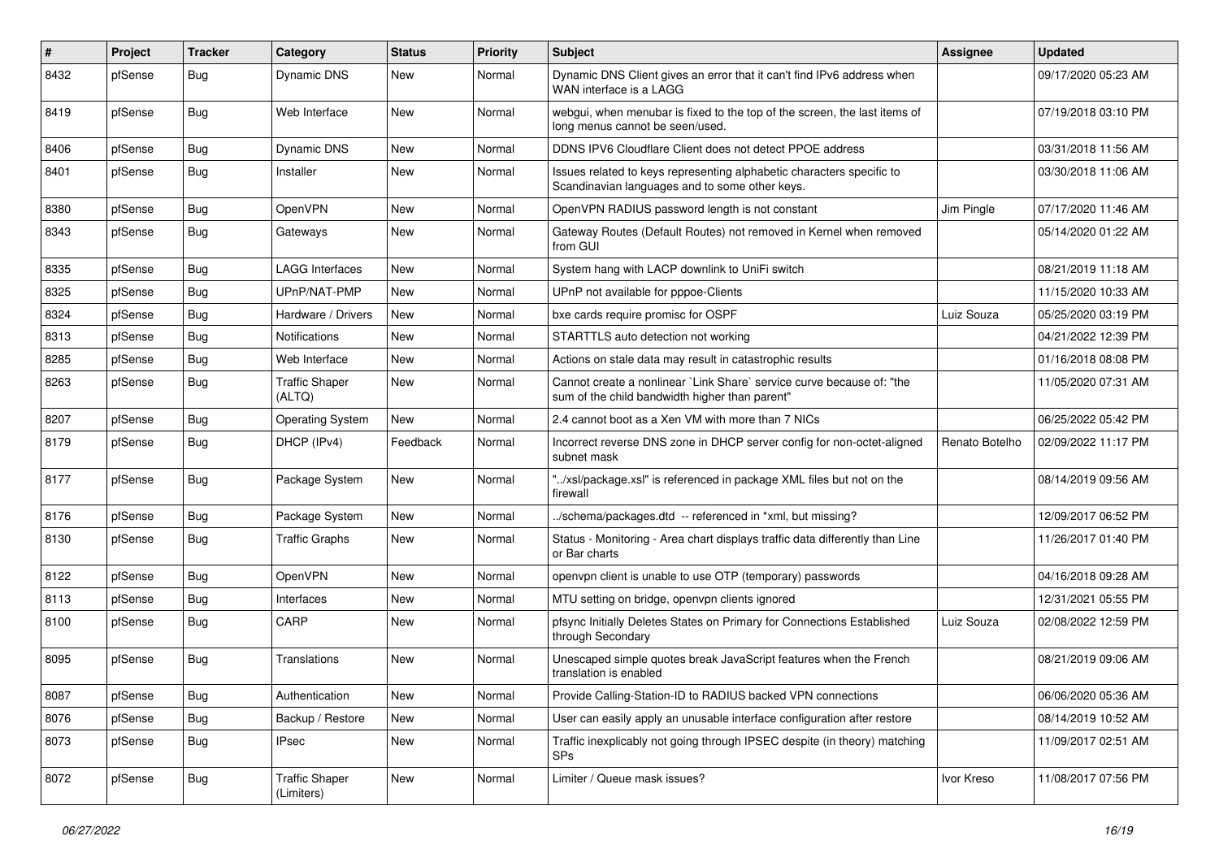| # | Project | Tracker | Category | Status | Priority | Subject | Assignee | Updated |
|---|---|---|---|---|---|---|---|---|
| 8432 | pfSense | Bug | Dynamic DNS | New | Normal | Dynamic DNS Client gives an error that it can't find IPv6 address when WAN interface is a LAGG | | 09/17/2020 05:23 AM |
| 8419 | pfSense | Bug | Web Interface | New | Normal | webgui, when menubar is fixed to the top of the screen, the last items of long menus cannot be seen/used. | | 07/19/2018 03:10 PM |
| 8406 | pfSense | Bug | Dynamic DNS | New | Normal | DDNS IPV6 Cloudflare Client does not detect PPOE address | | 03/31/2018 11:56 AM |
| 8401 | pfSense | Bug | Installer | New | Normal | Issues related to keys representing alphabetic characters specific to Scandinavian languages and to some other keys. | | 03/30/2018 11:06 AM |
| 8380 | pfSense | Bug | OpenVPN | New | Normal | OpenVPN RADIUS password length is not constant | Jim Pingle | 07/17/2020 11:46 AM |
| 8343 | pfSense | Bug | Gateways | New | Normal | Gateway Routes (Default Routes) not removed in Kernel when removed from GUI | | 05/14/2020 01:22 AM |
| 8335 | pfSense | Bug | LAGG Interfaces | New | Normal | System hang with LACP downlink to UniFi switch | | 08/21/2019 11:18 AM |
| 8325 | pfSense | Bug | UPnP/NAT-PMP | New | Normal | UPnP not available for pppoe-Clients | | 11/15/2020 10:33 AM |
| 8324 | pfSense | Bug | Hardware / Drivers | New | Normal | bxe cards require promisc for OSPF | Luiz Souza | 05/25/2020 03:19 PM |
| 8313 | pfSense | Bug | Notifications | New | Normal | STARTTLS auto detection not working | | 04/21/2022 12:39 PM |
| 8285 | pfSense | Bug | Web Interface | New | Normal | Actions on stale data may result in catastrophic results | | 01/16/2018 08:08 PM |
| 8263 | pfSense | Bug | Traffic Shaper (ALTQ) | New | Normal | Cannot create a nonlinear `Link Share` service curve because of: "the sum of the child bandwidth higher than parent" | | 11/05/2020 07:31 AM |
| 8207 | pfSense | Bug | Operating System | New | Normal | 2.4 cannot boot as a Xen VM with more than 7 NICs | | 06/25/2022 05:42 PM |
| 8179 | pfSense | Bug | DHCP (IPv4) | Feedback | Normal | Incorrect reverse DNS zone in DHCP server config for non-octet-aligned subnet mask | Renato Botelho | 02/09/2022 11:17 PM |
| 8177 | pfSense | Bug | Package System | New | Normal | "../xsl/package.xsl" is referenced in package XML files but not on the firewall | | 08/14/2019 09:56 AM |
| 8176 | pfSense | Bug | Package System | New | Normal | ../schema/packages.dtd -- referenced in *xml, but missing? | | 12/09/2017 06:52 PM |
| 8130 | pfSense | Bug | Traffic Graphs | New | Normal | Status - Monitoring - Area chart displays traffic data differently than Line or Bar charts | | 11/26/2017 01:40 PM |
| 8122 | pfSense | Bug | OpenVPN | New | Normal | openvpn client is unable to use OTP (temporary) passwords | | 04/16/2018 09:28 AM |
| 8113 | pfSense | Bug | Interfaces | New | Normal | MTU setting on bridge, openvpn clients ignored | | 12/31/2021 05:55 PM |
| 8100 | pfSense | Bug | CARP | New | Normal | pfsync Initially Deletes States on Primary for Connections Established through Secondary | Luiz Souza | 02/08/2022 12:59 PM |
| 8095 | pfSense | Bug | Translations | New | Normal | Unescaped simple quotes break JavaScript features when the French translation is enabled | | 08/21/2019 09:06 AM |
| 8087 | pfSense | Bug | Authentication | New | Normal | Provide Calling-Station-ID to RADIUS backed VPN connections | | 06/06/2020 05:36 AM |
| 8076 | pfSense | Bug | Backup / Restore | New | Normal | User can easily apply an unusable interface configuration after restore | | 08/14/2019 10:52 AM |
| 8073 | pfSense | Bug | IPsec | New | Normal | Traffic inexplicably not going through IPSEC despite (in theory) matching SPs | | 11/09/2017 02:51 AM |
| 8072 | pfSense | Bug | Traffic Shaper (Limiters) | New | Normal | Limiter / Queue mask issues? | Ivor Kreso | 11/08/2017 07:56 PM |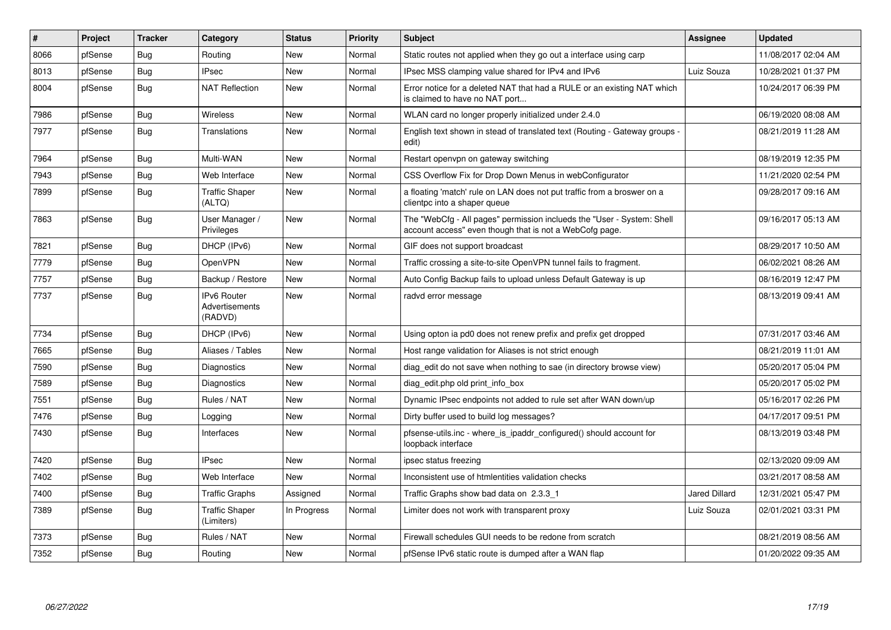| # | Project | Tracker | Category | Status | Priority | Subject | Assignee | Updated |
|---|---|---|---|---|---|---|---|---|
| 8066 | pfSense | Bug | Routing | New | Normal | Static routes not applied when they go out a interface using carp | | 11/08/2017 02:04 AM |
| 8013 | pfSense | Bug | IPsec | New | Normal | IPsec MSS clamping value shared for IPv4 and IPv6 | Luiz Souza | 10/28/2021 01:37 PM |
| 8004 | pfSense | Bug | NAT Reflection | New | Normal | Error notice for a deleted NAT that had a RULE or an existing NAT which is claimed to have no NAT port... | | 10/24/2017 06:39 PM |
| 7986 | pfSense | Bug | Wireless | New | Normal | WLAN card no longer properly initialized under 2.4.0 | | 06/19/2020 08:08 AM |
| 7977 | pfSense | Bug | Translations | New | Normal | English text shown in stead of translated text (Routing - Gateway groups - edit) | | 08/21/2019 11:28 AM |
| 7964 | pfSense | Bug | Multi-WAN | New | Normal | Restart openvpn on gateway switching | | 08/19/2019 12:35 PM |
| 7943 | pfSense | Bug | Web Interface | New | Normal | CSS Overflow Fix for Drop Down Menus in webConfigurator | | 11/21/2020 02:54 PM |
| 7899 | pfSense | Bug | Traffic Shaper (ALTQ) | New | Normal | a floating 'match' rule on LAN does not put traffic from a broswer on a clientpc into a shaper queue | | 09/28/2017 09:16 AM |
| 7863 | pfSense | Bug | User Manager / Privileges | New | Normal | The "WebCfg - All pages" permission inclueds the "User - System: Shell account access" even though that is not a WebCofg page. | | 09/16/2017 05:13 AM |
| 7821 | pfSense | Bug | DHCP (IPv6) | New | Normal | GIF does not support broadcast | | 08/29/2017 10:50 AM |
| 7779 | pfSense | Bug | OpenVPN | New | Normal | Traffic crossing a site-to-site OpenVPN tunnel fails to fragment. | | 06/02/2021 08:26 AM |
| 7757 | pfSense | Bug | Backup / Restore | New | Normal | Auto Config Backup fails to upload unless Default Gateway is up | | 08/16/2019 12:47 PM |
| 7737 | pfSense | Bug | IPv6 Router Advertisements (RADVD) | New | Normal | radvd error message | | 08/13/2019 09:41 AM |
| 7734 | pfSense | Bug | DHCP (IPv6) | New | Normal | Using opton ia pd0 does not renew prefix and prefix get dropped | | 07/31/2017 03:46 AM |
| 7665 | pfSense | Bug | Aliases / Tables | New | Normal | Host range validation for Aliases is not strict enough | | 08/21/2019 11:01 AM |
| 7590 | pfSense | Bug | Diagnostics | New | Normal | diag_edit do not save when nothing to sae (in directory browse view) | | 05/20/2017 05:04 PM |
| 7589 | pfSense | Bug | Diagnostics | New | Normal | diag_edit.php old print_info_box | | 05/20/2017 05:02 PM |
| 7551 | pfSense | Bug | Rules / NAT | New | Normal | Dynamic IPsec endpoints not added to rule set after WAN down/up | | 05/16/2017 02:26 PM |
| 7476 | pfSense | Bug | Logging | New | Normal | Dirty buffer used to build log messages? | | 04/17/2017 09:51 PM |
| 7430 | pfSense | Bug | Interfaces | New | Normal | pfsense-utils.inc - where_is_ipaddr_configured() should account for loopback interface | | 08/13/2019 03:48 PM |
| 7420 | pfSense | Bug | IPsec | New | Normal | ipsec status freezing | | 02/13/2020 09:09 AM |
| 7402 | pfSense | Bug | Web Interface | New | Normal | Inconsistent use of htmlentities validation checks | | 03/21/2017 08:58 AM |
| 7400 | pfSense | Bug | Traffic Graphs | Assigned | Normal | Traffic Graphs show bad data on 2.3.3_1 | Jared Dillard | 12/31/2021 05:47 PM |
| 7389 | pfSense | Bug | Traffic Shaper (Limiters) | In Progress | Normal | Limiter does not work with transparent proxy | Luiz Souza | 02/01/2021 03:31 PM |
| 7373 | pfSense | Bug | Rules / NAT | New | Normal | Firewall schedules GUI needs to be redone from scratch | | 08/21/2019 08:56 AM |
| 7352 | pfSense | Bug | Routing | New | Normal | pfSense IPv6 static route is dumped after a WAN flap | | 01/20/2022 09:35 AM |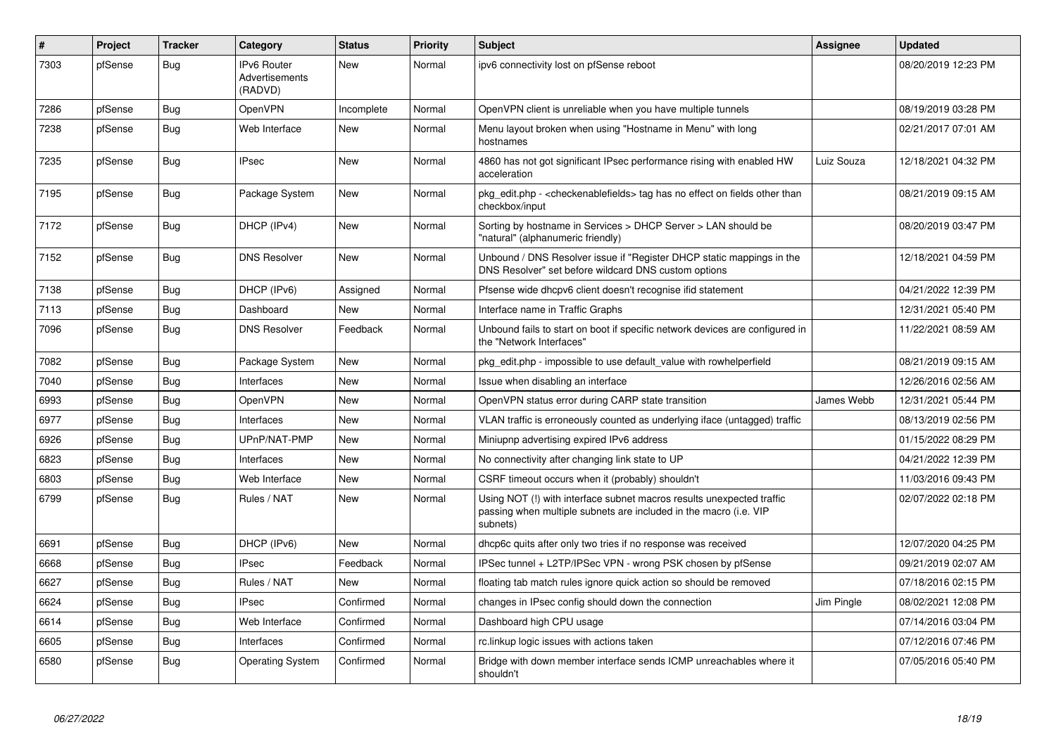| # | Project | Tracker | Category | Status | Priority | Subject | Assignee | Updated |
|---|---|---|---|---|---|---|---|---|
| 7303 | pfSense | Bug | IPv6 Router Advertisements (RADVD) | New | Normal | ipv6 connectivity lost on pfSense reboot | | 08/20/2019 12:23 PM |
| 7286 | pfSense | Bug | OpenVPN | Incomplete | Normal | OpenVPN client is unreliable when you have multiple tunnels | | 08/19/2019 03:28 PM |
| 7238 | pfSense | Bug | Web Interface | New | Normal | Menu layout broken when using "Hostname in Menu" with long hostnames | | 02/21/2017 07:01 AM |
| 7235 | pfSense | Bug | IPsec | New | Normal | 4860 has not got significant IPsec performance rising with enabled HW acceleration | Luiz Souza | 12/18/2021 04:32 PM |
| 7195 | pfSense | Bug | Package System | New | Normal | pkg_edit.php - <checkenablefields> tag has no effect on fields other than checkbox/input | | 08/21/2019 09:15 AM |
| 7172 | pfSense | Bug | DHCP (IPv4) | New | Normal | Sorting by hostname in Services > DHCP Server > LAN should be "natural" (alphanumeric friendly) | | 08/20/2019 03:47 PM |
| 7152 | pfSense | Bug | DNS Resolver | New | Normal | Unbound / DNS Resolver issue if "Register DHCP static mappings in the DNS Resolver" set before wildcard DNS custom options | | 12/18/2021 04:59 PM |
| 7138 | pfSense | Bug | DHCP (IPv6) | Assigned | Normal | Pfsense wide dhcpv6 client doesn't recognise ifid statement | | 04/21/2022 12:39 PM |
| 7113 | pfSense | Bug | Dashboard | New | Normal | Interface name in Traffic Graphs | | 12/31/2021 05:40 PM |
| 7096 | pfSense | Bug | DNS Resolver | Feedback | Normal | Unbound fails to start on boot if specific network devices are configured in the "Network Interfaces" | | 11/22/2021 08:59 AM |
| 7082 | pfSense | Bug | Package System | New | Normal | pkg_edit.php - impossible to use default_value with rowhelperfield | | 08/21/2019 09:15 AM |
| 7040 | pfSense | Bug | Interfaces | New | Normal | Issue when disabling an interface | | 12/26/2016 02:56 AM |
| 6993 | pfSense | Bug | OpenVPN | New | Normal | OpenVPN status error during CARP state transition | James Webb | 12/31/2021 05:44 PM |
| 6977 | pfSense | Bug | Interfaces | New | Normal | VLAN traffic is erroneously counted as underlying iface (untagged) traffic | | 08/13/2019 02:56 PM |
| 6926 | pfSense | Bug | UPnP/NAT-PMP | New | Normal | Miniupnp advertising expired IPv6 address | | 01/15/2022 08:29 PM |
| 6823 | pfSense | Bug | Interfaces | New | Normal | No connectivity after changing link state to UP | | 04/21/2022 12:39 PM |
| 6803 | pfSense | Bug | Web Interface | New | Normal | CSRF timeout occurs when it (probably) shouldn't | | 11/03/2016 09:43 PM |
| 6799 | pfSense | Bug | Rules / NAT | New | Normal | Using NOT (!) with interface subnet macros results unexpected traffic passing when multiple subnets are included in the macro (i.e. VIP subnets) | | 02/07/2022 02:18 PM |
| 6691 | pfSense | Bug | DHCP (IPv6) | New | Normal | dhcp6c quits after only two tries if no response was received | | 12/07/2020 04:25 PM |
| 6668 | pfSense | Bug | IPsec | Feedback | Normal | IPSec tunnel + L2TP/IPSec VPN - wrong PSK chosen by pfSense | | 09/21/2019 02:07 AM |
| 6627 | pfSense | Bug | Rules / NAT | New | Normal | floating tab match rules ignore quick action so should be removed | | 07/18/2016 02:15 PM |
| 6624 | pfSense | Bug | IPsec | Confirmed | Normal | changes in IPsec config should down the connection | Jim Pingle | 08/02/2021 12:08 PM |
| 6614 | pfSense | Bug | Web Interface | Confirmed | Normal | Dashboard high CPU usage | | 07/14/2016 03:04 PM |
| 6605 | pfSense | Bug | Interfaces | Confirmed | Normal | rc.linkup logic issues with actions taken | | 07/12/2016 07:46 PM |
| 6580 | pfSense | Bug | Operating System | Confirmed | Normal | Bridge with down member interface sends ICMP unreachables where it shouldn't | | 07/05/2016 05:40 PM |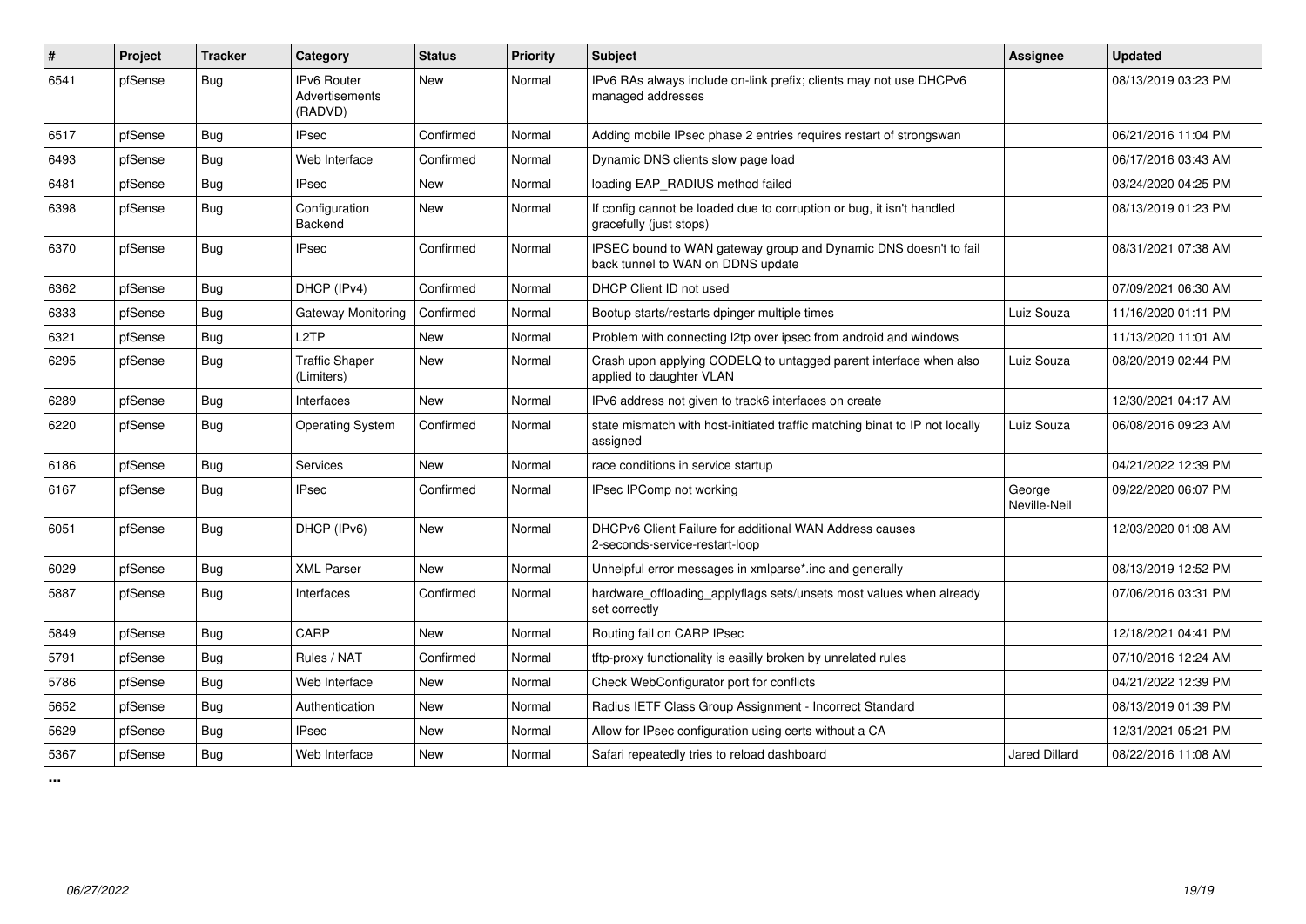| # | Project | Tracker | Category | Status | Priority | Subject | Assignee | Updated |
|---|---|---|---|---|---|---|---|---|
| 6541 | pfSense | Bug | IPv6 Router Advertisements (RADVD) | New | Normal | IPv6 RAs always include on-link prefix; clients may not use DHCPv6 managed addresses | | 08/13/2019 03:23 PM |
| 6517 | pfSense | Bug | IPsec | Confirmed | Normal | Adding mobile IPsec phase 2 entries requires restart of strongswan | | 06/21/2016 11:04 PM |
| 6493 | pfSense | Bug | Web Interface | Confirmed | Normal | Dynamic DNS clients slow page load | | 06/17/2016 03:43 AM |
| 6481 | pfSense | Bug | IPsec | New | Normal | loading EAP_RADIUS method failed | | 03/24/2020 04:25 PM |
| 6398 | pfSense | Bug | Configuration Backend | New | Normal | If config cannot be loaded due to corruption or bug, it isn't handled gracefully (just stops) | | 08/13/2019 01:23 PM |
| 6370 | pfSense | Bug | IPsec | Confirmed | Normal | IPSEC bound to WAN gateway group and Dynamic DNS doesn't to fail back tunnel to WAN on DDNS update | | 08/31/2021 07:38 AM |
| 6362 | pfSense | Bug | DHCP (IPv4) | Confirmed | Normal | DHCP Client ID not used | | 07/09/2021 06:30 AM |
| 6333 | pfSense | Bug | Gateway Monitoring | Confirmed | Normal | Bootup starts/restarts dpinger multiple times | Luiz Souza | 11/16/2020 01:11 PM |
| 6321 | pfSense | Bug | L2TP | New | Normal | Problem with connecting l2tp over ipsec from android and windows | | 11/13/2020 11:01 AM |
| 6295 | pfSense | Bug | Traffic Shaper (Limiters) | New | Normal | Crash upon applying CODELQ to untagged parent interface when also applied to daughter VLAN | Luiz Souza | 08/20/2019 02:44 PM |
| 6289 | pfSense | Bug | Interfaces | New | Normal | IPv6 address not given to track6 interfaces on create | | 12/30/2021 04:17 AM |
| 6220 | pfSense | Bug | Operating System | Confirmed | Normal | state mismatch with host-initiated traffic matching binat to IP not locally assigned | Luiz Souza | 06/08/2016 09:23 AM |
| 6186 | pfSense | Bug | Services | New | Normal | race conditions in service startup | | 04/21/2022 12:39 PM |
| 6167 | pfSense | Bug | IPsec | Confirmed | Normal | IPsec IPComp not working | George Neville-Neil | 09/22/2020 06:07 PM |
| 6051 | pfSense | Bug | DHCP (IPv6) | New | Normal | DHCPv6 Client Failure for additional WAN Address causes 2-seconds-service-restart-loop | | 12/03/2020 01:08 AM |
| 6029 | pfSense | Bug | XML Parser | New | Normal | Unhelpful error messages in xmlparse*.inc and generally | | 08/13/2019 12:52 PM |
| 5887 | pfSense | Bug | Interfaces | Confirmed | Normal | hardware_offloading_applyflags sets/unsets most values when already set correctly | | 07/06/2016 03:31 PM |
| 5849 | pfSense | Bug | CARP | New | Normal | Routing fail on CARP IPsec | | 12/18/2021 04:41 PM |
| 5791 | pfSense | Bug | Rules / NAT | Confirmed | Normal | tftp-proxy functionality is easilly broken by unrelated rules | | 07/10/2016 12:24 AM |
| 5786 | pfSense | Bug | Web Interface | New | Normal | Check WebConfigurator port for conflicts | | 04/21/2022 12:39 PM |
| 5652 | pfSense | Bug | Authentication | New | Normal | Radius IETF Class Group Assignment - Incorrect Standard | | 08/13/2019 01:39 PM |
| 5629 | pfSense | Bug | IPsec | New | Normal | Allow for IPsec configuration using certs without a CA | | 12/31/2021 05:21 PM |
| 5367 | pfSense | Bug | Web Interface | New | Normal | Safari repeatedly tries to reload dashboard | Jared Dillard | 08/22/2016 11:08 AM |

...